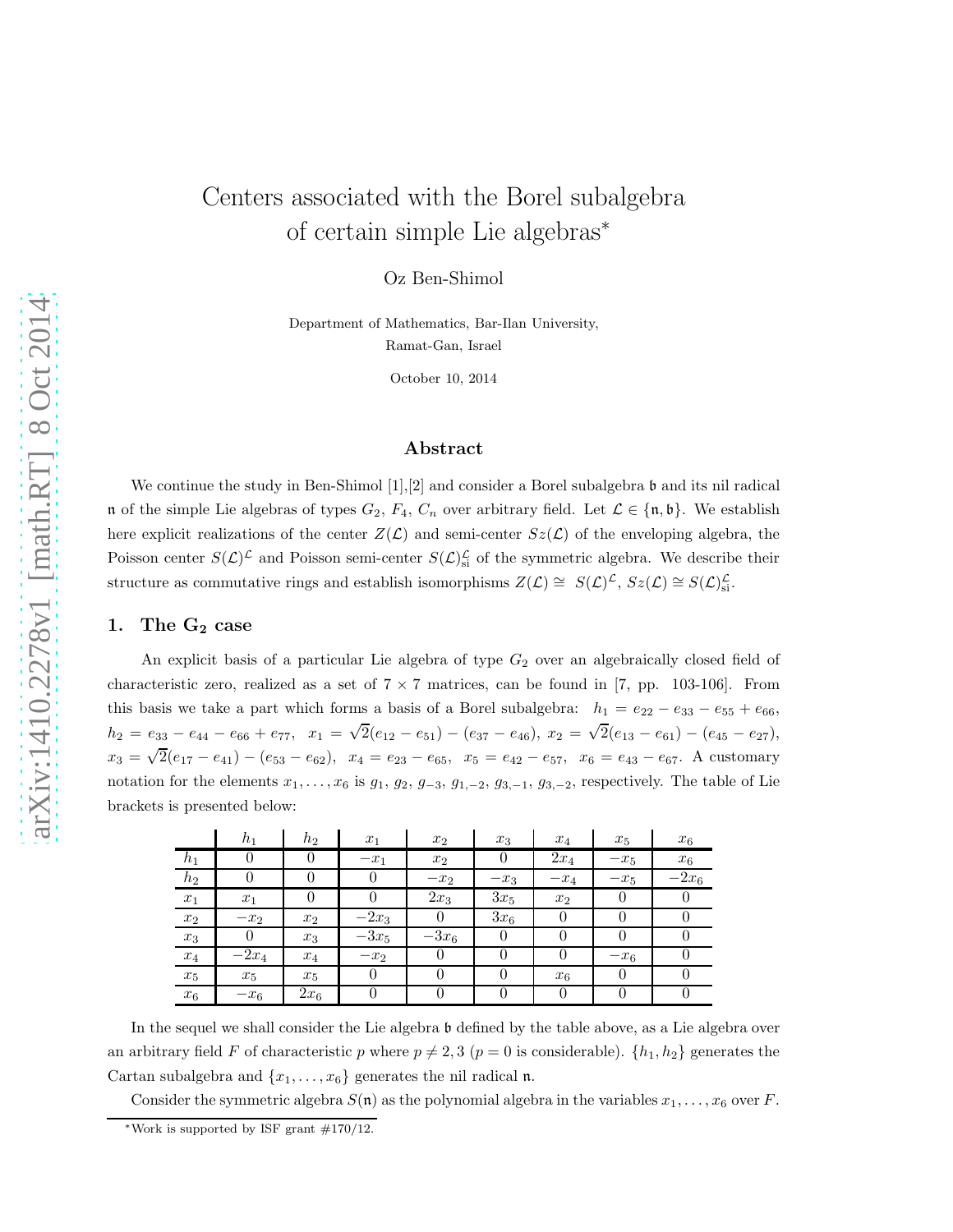# Centers associated with the Borel subalgebra of certain simple Lie algebras*

Oz Ben-Shimol

Department of Mathematics, Bar-Ilan University,
Ramat-Gan, Israel

October 10, 2014

## Abstract

We continue the study in Ben-Shimol [1],[2] and consider a Borel subalgebra $\mathfrak{b}$ and its nil radical $\mathfrak{n}$ of the simple Lie algebras of types $G_2$, $F_4$, $C_n$ over arbitrary field. Let $\mathcal{L} \in \{\mathfrak{n}, \mathfrak{b}\}$. We establish here explicit realizations of the center $Z(\mathcal{L})$ and semi-center $Sz(\mathcal{L})$ of the enveloping algebra, the Poisson center $S(\mathcal{L})^{\mathcal{L}}$ and Poisson semi-center $S(\mathcal{L})^{\mathcal{L}}_{\text{si}}$ of the symmetric algebra. We describe their structure as commutative rings and establish isomorphisms $Z(\mathcal{L}) \cong S(\mathcal{L})^{\mathcal{L}}$, $Sz(\mathcal{L}) \cong S(\mathcal{L})^{\mathcal{L}}_{\text{si}}$.

## 1. The $\mathbf{G_2}$ case

An explicit basis of a particular Lie algebra of type $G_2$ over an algebraically closed field of characteristic zero, realized as a set of $7 \times 7$ matrices, can be found in [7, pp. 103-106]. From this basis we take a part which forms a basis of a Borel subalgebra: $h_1 = e_{22} - e_{33} - e_{55} + e_{66}$, $h_2 = e_{33} - e_{44} - e_{66} + e_{77}$, $x_1 = \sqrt{2}(e_{12} - e_{51}) - (e_{37} - e_{46})$, $x_2 = \sqrt{2}(e_{13} - e_{61}) - (e_{45} - e_{27})$, $x_3 = \sqrt{2}(e_{17} - e_{41}) - (e_{53} - e_{62})$, $x_4 = e_{23} - e_{65}$, $x_5 = e_{42} - e_{57}$, $x_6 = e_{43} - e_{67}$. A customary notation for the elements $x_1, \ldots, x_6$ is $g_1$, $g_2$, $g_{-3}$, $g_{1,-2}$, $g_{3,-1}$, $g_{3,-2}$, respectively. The table of Lie brackets is presented below:

| | $h_1$ | $h_2$ | $x_1$ | $x_2$ | $x_3$ | $x_4$ | $x_5$ | $x_6$ |
|---|---|---|---|---|---|---|---|---|
| $h_1$ | $0$ | $0$ | $-x_1$ | $x_2$ | $0$ | $2x_4$ | $-x_5$ | $x_6$ |
| $h_2$ | $0$ | $0$ | $0$ | $-x_2$ | $-x_3$ | $-x_4$ | $-x_5$ | $-2x_6$ |
| $x_1$ | $x_1$ | $0$ | $0$ | $2x_3$ | $3x_5$ | $x_2$ | $0$ | $0$ |
| $x_2$ | $-x_2$ | $x_2$ | $-2x_3$ | $0$ | $3x_6$ | $0$ | $0$ | $0$ |
| $x_3$ | $0$ | $x_3$ | $-3x_5$ | $-3x_6$ | $0$ | $0$ | $0$ | $0$ |
| $x_4$ | $-2x_4$ | $x_4$ | $-x_2$ | $0$ | $0$ | $0$ | $-x_6$ | $0$ |
| $x_5$ | $x_5$ | $x_5$ | $0$ | $0$ | $0$ | $x_6$ | $0$ | $0$ |
| $x_6$ | $-x_6$ | $2x_6$ | $0$ | $0$ | $0$ | $0$ | $0$ | $0$ |

In the sequel we shall consider the Lie algebra $\mathfrak{b}$ defined by the table above, as a Lie algebra over an arbitrary field $F$ of characteristic $p$ where $p \neq 2, 3$ ($p = 0$ is considerable). $\{h_1, h_2\}$ generates the Cartan subalgebra and $\{x_1, \ldots, x_6\}$ generates the nil radical $\mathfrak{n}$.

Consider the symmetric algebra $S(\mathfrak{n})$ as the polynomial algebra in the variables $x_1, \ldots, x_6$ over $F$.

*Work is supported by ISF grant #170/12.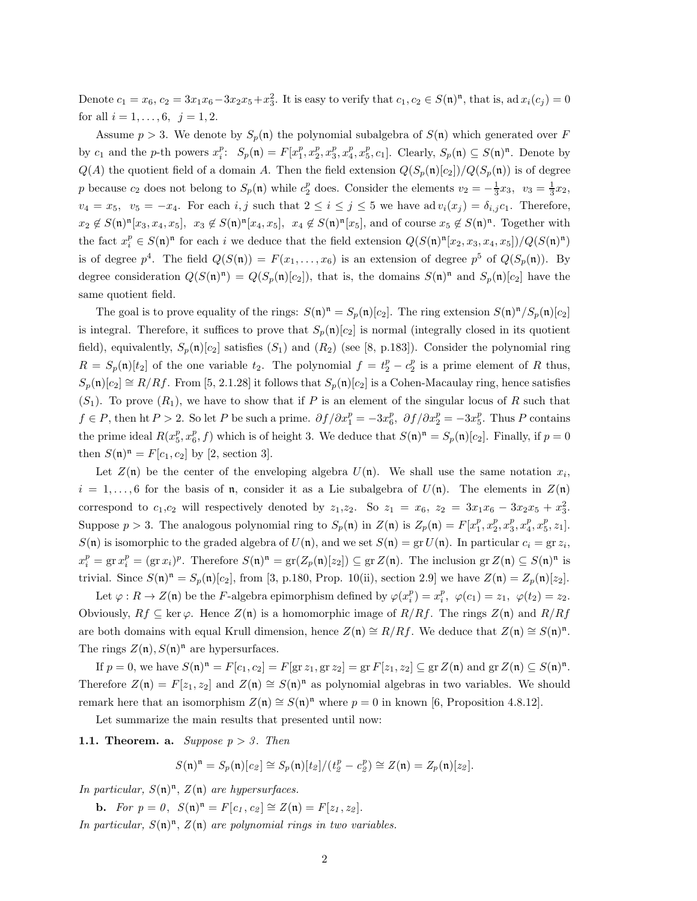Denote $c_1 = x_6$, $c_2 = 3x_1x_6 - 3x_2x_5 + x_3^2$. It is easy to verify that $c_1, c_2 \in S(\mathfrak{n})^{\mathfrak{n}}$, that is, $\operatorname{ad} x_i(c_j) = 0$ for all $i = 1, \ldots, 6$, $j = 1, 2$.

Assume $p > 3$. We denote by $S_p(\mathfrak{n})$ the polynomial subalgebra of $S(\mathfrak{n})$ which generated over $F$ by $c_1$ and the $p$-th powers $x_i^p$: $S_p(\mathfrak{n}) = F[x_1^p, x_2^p, x_3^p, x_4^p, x_5^p, c_1]$. Clearly, $S_p(\mathfrak{n}) \subseteq S(\mathfrak{n})^{\mathfrak{n}}$. Denote by $Q(A)$ the quotient field of a domain $A$. Then the field extension $Q(S_p(\mathfrak{n})[c_2])/Q(S_p(\mathfrak{n}))$ is of degree $p$ because $c_2$ does not belong to $S_p(\mathfrak{n})$ while $c_2^p$ does. Consider the elements $v_2 = -\frac{1}{3}x_3$, $v_3 = \frac{1}{3}x_2$, $v_4 = x_5$, $v_5 = -x_4$. For each $i, j$ such that $2 \leq i \leq j \leq 5$ we have $\operatorname{ad} v_i(x_j) = \delta_{i,j}c_1$. Therefore, $x_2 \notin S(\mathfrak{n})^{\mathfrak{n}}[x_3, x_4, x_5]$, $x_3 \notin S(\mathfrak{n})^{\mathfrak{n}}[x_4, x_5]$, $x_4 \notin S(\mathfrak{n})^{\mathfrak{n}}[x_5]$, and of course $x_5 \notin S(\mathfrak{n})^{\mathfrak{n}}$. Together with the fact $x_i^p \in S(\mathfrak{n})^{\mathfrak{n}}$ for each $i$ we deduce that the field extension $Q(S(\mathfrak{n})^{\mathfrak{n}}[x_2, x_3, x_4, x_5])/Q(S(\mathfrak{n})^{\mathfrak{n}})$ is of degree $p^4$. The field $Q(S(\mathfrak{n})) = F(x_1, \ldots, x_6)$ is an extension of degree $p^5$ of $Q(S_p(\mathfrak{n}))$. By degree consideration $Q(S(\mathfrak{n})^{\mathfrak{n}}) = Q(S_p(\mathfrak{n})[c_2])$, that is, the domains $S(\mathfrak{n})^{\mathfrak{n}}$ and $S_p(\mathfrak{n})[c_2]$ have the same quotient field.

The goal is to prove equality of the rings: $S(\mathfrak{n})^{\mathfrak{n}} = S_p(\mathfrak{n})[c_2]$. The ring extension $S(\mathfrak{n})^{\mathfrak{n}}/S_p(\mathfrak{n})[c_2]$ is integral. Therefore, it suffices to prove that $S_p(\mathfrak{n})[c_2]$ is normal (integrally closed in its quotient field), equivalently, $S_p(\mathfrak{n})[c_2]$ satisfies $(S_1)$ and $(R_2)$ (see [8, p.183]). Consider the polynomial ring $R = S_p(\mathfrak{n})[t_2]$ of the one variable $t_2$. The polynomial $f = t_2^p - c_2^p$ is a prime element of $R$ thus, $S_p(\mathfrak{n})[c_2] \cong R/Rf$. From [5, 2.1.28] it follows that $S_p(\mathfrak{n})[c_2]$ is a Cohen-Macaulay ring, hence satisfies $(S_1)$. To prove $(R_1)$, we have to show that if $P$ is an element of the singular locus of $R$ such that $f \in P$, then $\operatorname{ht} P > 2$. So let $P$ be such a prime. $\partial f/\partial x_1^p = -3x_6^p$, $\partial f/\partial x_2^p = -3x_5^p$. Thus $P$ contains the prime ideal $R(x_5^p, x_6^p, f)$ which is of height 3. We deduce that $S(\mathfrak{n})^{\mathfrak{n}} = S_p(\mathfrak{n})[c_2]$. Finally, if $p = 0$ then $S(\mathfrak{n})^{\mathfrak{n}} = F[c_1, c_2]$ by [2, section 3].

Let $Z(\mathfrak{n})$ be the center of the enveloping algebra $U(\mathfrak{n})$. We shall use the same notation $x_i$, $i = 1, \ldots, 6$ for the basis of $\mathfrak{n}$, consider it as a Lie subalgebra of $U(\mathfrak{n})$. The elements in $Z(\mathfrak{n})$ correspond to $c_1$,$c_2$ will respectively denoted by $z_1$,$z_2$. So $z_1 = x_6$, $z_2 = 3x_1x_6 - 3x_2x_5 + x_3^2$. Suppose $p > 3$. The analogous polynomial ring to $S_p(\mathfrak{n})$ in $Z(\mathfrak{n})$ is $Z_p(\mathfrak{n}) = F[x_1^p, x_2^p, x_3^p, x_4^p, x_5^p, z_1]$. $S(\mathfrak{n})$ is isomorphic to the graded algebra of $U(\mathfrak{n})$, and we set $S(\mathfrak{n}) = \operatorname{gr} U(\mathfrak{n})$. In particular $c_i = \operatorname{gr} z_i$, $x_i^p = \operatorname{gr} x_i^p = (\operatorname{gr} x_i)^p$. Therefore $S(\mathfrak{n})^{\mathfrak{n}} = \operatorname{gr}(Z_p(\mathfrak{n})[z_2]) \subseteq \operatorname{gr} Z(\mathfrak{n})$. The inclusion $\operatorname{gr} Z(\mathfrak{n}) \subseteq S(\mathfrak{n})^{\mathfrak{n}}$ is trivial. Since $S(\mathfrak{n})^{\mathfrak{n}} = S_p(\mathfrak{n})[c_2]$, from [3, p.180, Prop. 10(ii), section 2.9] we have $Z(\mathfrak{n}) = Z_p(\mathfrak{n})[z_2]$.

Let $\varphi : R \to Z(\mathfrak{n})$ be the $F$-algebra epimorphism defined by $\varphi(x_i^p) = x_i^p$, $\varphi(c_1) = z_1$, $\varphi(t_2) = z_2$. Obviously, $Rf \subseteq \ker \varphi$. Hence $Z(\mathfrak{n})$ is a homomorphic image of $R/Rf$. The rings $Z(\mathfrak{n})$ and $R/Rf$ are both domains with equal Krull dimension, hence $Z(\mathfrak{n}) \cong R/Rf$. We deduce that $Z(\mathfrak{n}) \cong S(\mathfrak{n})^{\mathfrak{n}}$. The rings $Z(\mathfrak{n}), S(\mathfrak{n})^{\mathfrak{n}}$ are hypersurfaces.

If $p = 0$, we have $S(\mathfrak{n})^{\mathfrak{n}} = F[c_1, c_2] = F[\operatorname{gr} z_1, \operatorname{gr} z_2] = \operatorname{gr} F[z_1, z_2] \subseteq \operatorname{gr} Z(\mathfrak{n})$ and $\operatorname{gr} Z(\mathfrak{n}) \subseteq S(\mathfrak{n})^{\mathfrak{n}}$. Therefore $Z(\mathfrak{n}) = F[z_1, z_2]$ and $Z(\mathfrak{n}) \cong S(\mathfrak{n})^{\mathfrak{n}}$ as polynomial algebras in two variables. We should remark here that an isomorphism $Z(\mathfrak{n}) \cong S(\mathfrak{n})^{\mathfrak{n}}$ where $p = 0$ in known [6, Proposition 4.8.12].

Let summarize the main results that presented until now:

**1.1. Theorem. a.** *Suppose $p > 3$. Then*

$$S(\mathfrak{n})^{\mathfrak{n}} = S_p(\mathfrak{n})[c_2] \cong S_p(\mathfrak{n})[t_2]/(t_2^p - c_2^p) \cong Z(\mathfrak{n}) = Z_p(\mathfrak{n})[z_2].$$

*In particular, $S(\mathfrak{n})^{\mathfrak{n}}$, $Z(\mathfrak{n})$ are hypersurfaces.*

**b.** *For $p = 0$, $S(\mathfrak{n})^{\mathfrak{n}} = F[c_1, c_2] \cong Z(\mathfrak{n}) = F[z_1, z_2]$.*

*In particular, $S(\mathfrak{n})^{\mathfrak{n}}$, $Z(\mathfrak{n})$ are polynomial rings in two variables.*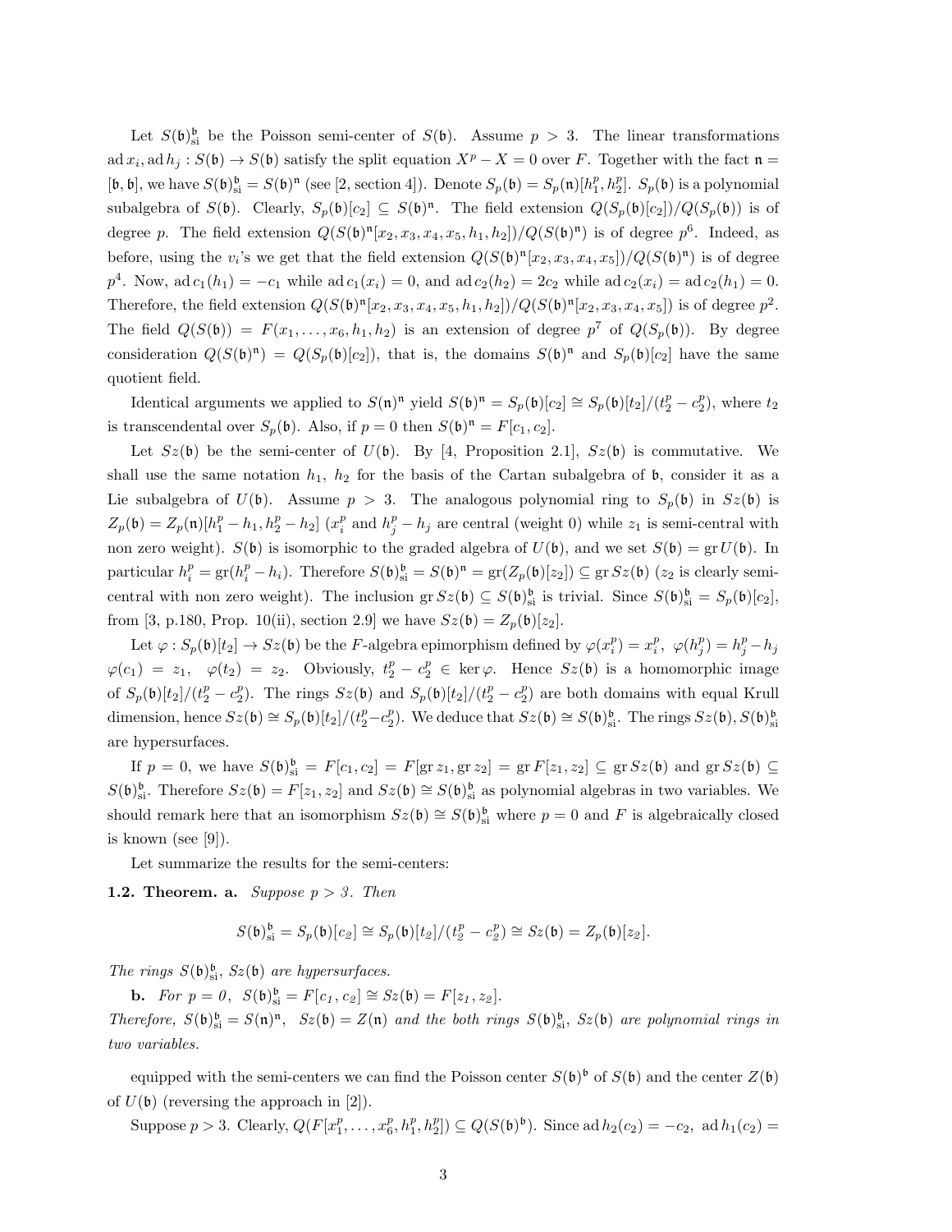Let $S(\mathfrak{b})^{\mathfrak{b}}_{\text{si}}$ be the Poisson semi-center of $S(\mathfrak{b})$. Assume $p > 3$. The linear transformations $\operatorname{ad} x_i, \operatorname{ad} h_j : S(\mathfrak{b}) \to S(\mathfrak{b})$ satisfy the split equation $X^p - X = 0$ over $F$. Together with the fact $\mathfrak{n} = [\mathfrak{b}, \mathfrak{b}]$, we have $S(\mathfrak{b})^{\mathfrak{b}}_{\text{si}} = S(\mathfrak{b})^{\mathfrak{n}}$ (see [2, section 4]). Denote $S_p(\mathfrak{b}) = S_p(\mathfrak{n})[h_1^p, h_2^p]$. $S_p(\mathfrak{b})$ is a polynomial subalgebra of $S(\mathfrak{b})$. Clearly, $S_p(\mathfrak{b})[c_2] \subseteq S(\mathfrak{b})^{\mathfrak{n}}$. The field extension $Q(S_p(\mathfrak{b})[c_2])/Q(S_p(\mathfrak{b}))$ is of degree $p$. The field extension $Q(S(\mathfrak{b})^{\mathfrak{n}}[x_2, x_3, x_4, x_5, h_1, h_2])/Q(S(\mathfrak{b})^{\mathfrak{n}})$ is of degree $p^6$. Indeed, as before, using the $v_i$'s we get that the field extension $Q(S(\mathfrak{b})^{\mathfrak{n}}[x_2, x_3, x_4, x_5])/Q(S(\mathfrak{b})^{\mathfrak{n}})$ is of degree $p^4$. Now, $\operatorname{ad} c_1(h_1) = -c_1$ while $\operatorname{ad} c_1(x_i) = 0$, and $\operatorname{ad} c_2(h_2) = 2c_2$ while $\operatorname{ad} c_2(x_i) = \operatorname{ad} c_2(h_1) = 0$. Therefore, the field extension $Q(S(\mathfrak{b})^{\mathfrak{n}}[x_2, x_3, x_4, x_5, h_1, h_2])/Q(S(\mathfrak{b})^{\mathfrak{n}}[x_2, x_3, x_4, x_5])$ is of degree $p^2$. The field $Q(S(\mathfrak{b})) = F(x_1, \ldots, x_6, h_1, h_2)$ is an extension of degree $p^7$ of $Q(S_p(\mathfrak{b}))$. By degree consideration $Q(S(\mathfrak{b})^{\mathfrak{n}}) = Q(S_p(\mathfrak{b})[c_2])$, that is, the domains $S(\mathfrak{b})^{\mathfrak{n}}$ and $S_p(\mathfrak{b})[c_2]$ have the same quotient field.

Identical arguments we applied to $S(\mathfrak{n})^{\mathfrak{n}}$ yield $S(\mathfrak{b})^{\mathfrak{n}} = S_p(\mathfrak{b})[c_2] \cong S_p(\mathfrak{b})[t_2]/(t_2^p - c_2^p)$, where $t_2$ is transcendental over $S_p(\mathfrak{b})$. Also, if $p = 0$ then $S(\mathfrak{b})^{\mathfrak{n}} = F[c_1, c_2]$.

Let $Sz(\mathfrak{b})$ be the semi-center of $U(\mathfrak{b})$. By [4, Proposition 2.1], $Sz(\mathfrak{b})$ is commutative. We shall use the same notation $h_1$, $h_2$ for the basis of the Cartan subalgebra of $\mathfrak{b}$, consider it as a Lie subalgebra of $U(\mathfrak{b})$. Assume $p > 3$. The analogous polynomial ring to $S_p(\mathfrak{b})$ in $Sz(\mathfrak{b})$ is $Z_p(\mathfrak{b}) = Z_p(\mathfrak{n})[h_1^p - h_1, h_2^p - h_2]$ ($x_i^p$ and $h_j^p - h_j$ are central (weight 0) while $z_1$ is semi-central with non zero weight). $S(\mathfrak{b})$ is isomorphic to the graded algebra of $U(\mathfrak{b})$, and we set $S(\mathfrak{b}) = \operatorname{gr} U(\mathfrak{b})$. In particular $h_i^p = \operatorname{gr}(h_i^p - h_i)$. Therefore $S(\mathfrak{b})^{\mathfrak{b}}_{\text{si}} = S(\mathfrak{b})^{\mathfrak{n}} = \operatorname{gr}(Z_p(\mathfrak{b})[z_2]) \subseteq \operatorname{gr} Sz(\mathfrak{b})$ ($z_2$ is clearly semi-central with non zero weight). The inclusion $\operatorname{gr} Sz(\mathfrak{b}) \subseteq S(\mathfrak{b})^{\mathfrak{b}}_{\text{si}}$ is trivial. Since $S(\mathfrak{b})^{\mathfrak{b}}_{\text{si}} = S_p(\mathfrak{b})[c_2]$, from [3, p.180, Prop. 10(ii), section 2.9] we have $Sz(\mathfrak{b}) = Z_p(\mathfrak{b})[z_2]$.

Let $\varphi : S_p(\mathfrak{b})[t_2] \to Sz(\mathfrak{b})$ be the $F$-algebra epimorphism defined by $\varphi(x_i^p) = x_i^p$, $\varphi(h_j^p) = h_j^p - h_j$ $\varphi(c_1) = z_1$, $\varphi(t_2) = z_2$. Obviously, $t_2^p - c_2^p \in \ker \varphi$. Hence $Sz(\mathfrak{b})$ is a homomorphic image of $S_p(\mathfrak{b})[t_2]/(t_2^p - c_2^p)$. The rings $Sz(\mathfrak{b})$ and $S_p(\mathfrak{b})[t_2]/(t_2^p - c_2^p)$ are both domains with equal Krull dimension, hence $Sz(\mathfrak{b}) \cong S_p(\mathfrak{b})[t_2]/(t_2^p - c_2^p)$. We deduce that $Sz(\mathfrak{b}) \cong S(\mathfrak{b})^{\mathfrak{b}}_{\text{si}}$. The rings $Sz(\mathfrak{b}), S(\mathfrak{b})^{\mathfrak{b}}_{\text{si}}$ are hypersurfaces.

If $p = 0$, we have $S(\mathfrak{b})^{\mathfrak{b}}_{\text{si}} = F[c_1, c_2] = F[\operatorname{gr} z_1, \operatorname{gr} z_2] = \operatorname{gr} F[z_1, z_2] \subseteq \operatorname{gr} Sz(\mathfrak{b})$ and $\operatorname{gr} Sz(\mathfrak{b}) \subseteq S(\mathfrak{b})^{\mathfrak{b}}_{\text{si}}$. Therefore $Sz(\mathfrak{b}) = F[z_1, z_2]$ and $Sz(\mathfrak{b}) \cong S(\mathfrak{b})^{\mathfrak{b}}_{\text{si}}$ as polynomial algebras in two variables. We should remark here that an isomorphism $Sz(\mathfrak{b}) \cong S(\mathfrak{b})^{\mathfrak{b}}_{\text{si}}$ where $p = 0$ and $F$ is algebraically closed is known (see [9]).

Let summarize the results for the semi-centers:

**1.2. Theorem. a.** *Suppose $p > 3$. Then*

$$S(\mathfrak{b})^{\mathfrak{b}}_{\text{si}} = S_p(\mathfrak{b})[c_2] \cong S_p(\mathfrak{b})[t_2]/(t_2^p - c_2^p) \cong Sz(\mathfrak{b}) = Z_p(\mathfrak{b})[z_2].$$

*The rings $S(\mathfrak{b})^{\mathfrak{b}}_{\text{si}}$, $Sz(\mathfrak{b})$ are hypersurfaces.*

**b.** *For $p = 0$, $S(\mathfrak{b})^{\mathfrak{b}}_{\text{si}} = F[c_1, c_2] \cong Sz(\mathfrak{b}) = F[z_1, z_2]$.*
*Therefore, $S(\mathfrak{b})^{\mathfrak{b}}_{\text{si}} = S(\mathfrak{n})^{\mathfrak{n}}$, $Sz(\mathfrak{b}) = Z(\mathfrak{n})$ and the both rings $S(\mathfrak{b})^{\mathfrak{b}}_{\text{si}}$, $Sz(\mathfrak{b})$ are polynomial rings in two variables.*

equipped with the semi-centers we can find the Poisson center $S(\mathfrak{b})^{\mathfrak{b}}$ of $S(\mathfrak{b})$ and the center $Z(\mathfrak{b})$ of $U(\mathfrak{b})$ (reversing the approach in [2]).

Suppose $p > 3$. Clearly, $Q(F[x_1^p, \ldots, x_6^p, h_1^p, h_2^p]) \subseteq Q(S(\mathfrak{b})^{\mathfrak{b}})$. Since $\operatorname{ad} h_2(c_2) = -c_2$, $\operatorname{ad} h_1(c_2) =$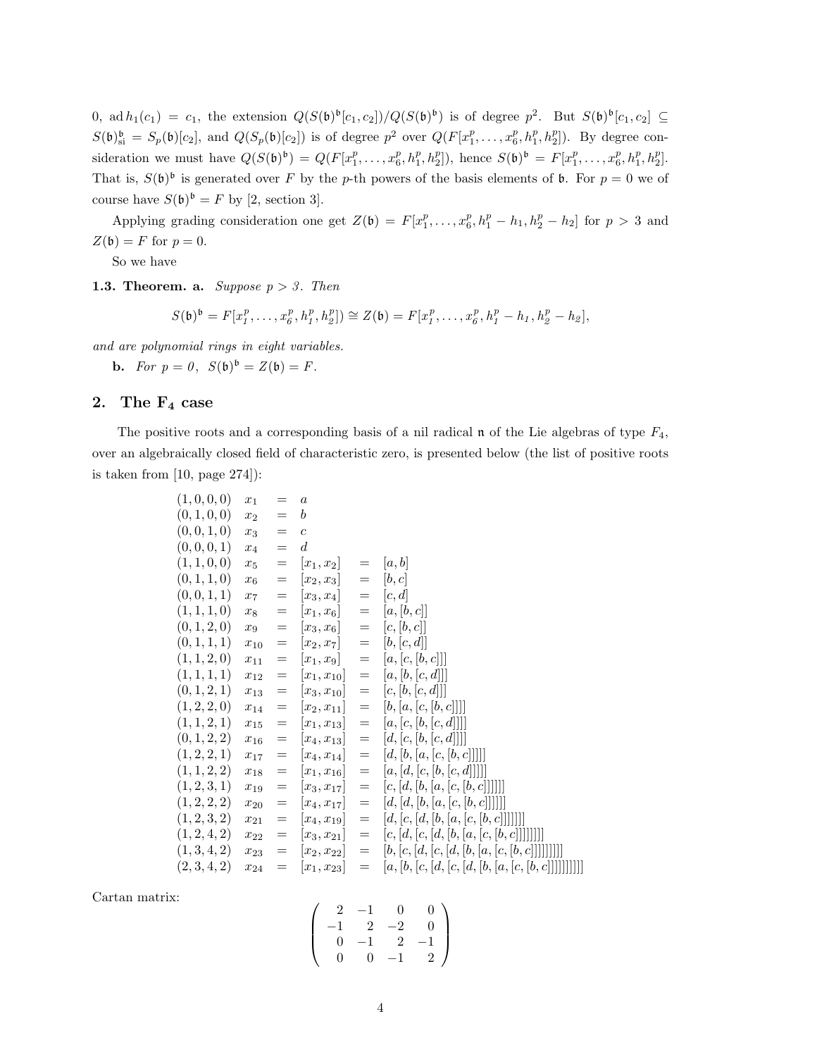0, $\operatorname{ad} h_1(c_1) = c_1$, the extension $Q(S(\mathfrak{b})^{\mathfrak{b}}[c_1, c_2])/Q(S(\mathfrak{b})^{\mathfrak{b}})$ is of degree $p^2$. But $S(\mathfrak{b})^{\mathfrak{b}}[c_1, c_2] \subseteq S(\mathfrak{b})^{\mathfrak{b}}_{\mathrm{si}} = S_p(\mathfrak{b})[c_2]$, and $Q(S_p(\mathfrak{b})[c_2])$ is of degree $p^2$ over $Q(F[x_1^p, \ldots, x_6^p, h_1^p, h_2^p])$. By degree consideration we must have $Q(S(\mathfrak{b})^{\mathfrak{b}}) = Q(F[x_1^p, \ldots, x_6^p, h_1^p, h_2^p])$, hence $S(\mathfrak{b})^{\mathfrak{b}} = F[x_1^p, \ldots, x_6^p, h_1^p, h_2^p]$. That is, $S(\mathfrak{b})^{\mathfrak{b}}$ is generated over $F$ by the $p$-th powers of the basis elements of $\mathfrak{b}$. For $p = 0$ we of course have $S(\mathfrak{b})^{\mathfrak{b}} = F$ by [2, section 3].

Applying grading consideration one get $Z(\mathfrak{b}) = F[x_1^p, \ldots, x_6^p, h_1^p - h_1, h_2^p - h_2]$ for $p > 3$ and $Z(\mathfrak{b}) = F$ for $p = 0$.

So we have

**1.3. Theorem. a.** *Suppose $p > 3$. Then*

$$S(\mathfrak{b})^{\mathfrak{b}} = F[x_1^p, \ldots, x_6^p, h_1^p, h_2^p]) \cong Z(\mathfrak{b}) = F[x_1^p, \ldots, x_6^p, h_1^p - h_1, h_2^p - h_2],$$

*and are polynomial rings in eight variables.*

**b.** *For $p = 0$, $S(\mathfrak{b})^{\mathfrak{b}} = Z(\mathfrak{b}) = F$.*

## 2. The $\mathbf{F_4}$ case

The positive roots and a corresponding basis of a nil radical $\mathfrak{n}$ of the Lie algebras of type $F_4$, over an algebraically closed field of characteristic zero, is presented below (the list of positive roots is taken from [10, page 274]):

$$
\begin{array}{llllll}
(1,0,0,0) & x_1 & = & a & & \\
(0,1,0,0) & x_2 & = & b & & \\
(0,0,1,0) & x_3 & = & c & & \\
(0,0,0,1) & x_4 & = & d & & \\
(1,1,0,0) & x_5 & = & [x_1, x_2] & = & [a,b] \\
(0,1,1,0) & x_6 & = & [x_2, x_3] & = & [b,c] \\
(0,0,1,1) & x_7 & = & [x_3, x_4] & = & [c,d] \\
(1,1,1,0) & x_8 & = & [x_1, x_6] & = & [a,[b,c]] \\
(0,1,2,0) & x_9 & = & [x_3, x_6] & = & [c,[b,c]] \\
(0,1,1,1) & x_{10} & = & [x_2, x_7] & = & [b,[c,d]] \\
(1,1,2,0) & x_{11} & = & [x_1, x_9] & = & [a,[c,[b,c]]] \\
(1,1,1,1) & x_{12} & = & [x_1, x_{10}] & = & [a,[b,[c,d]]] \\
(0,1,2,1) & x_{13} & = & [x_3, x_{10}] & = & [c,[b,[c,d]]] \\
(1,2,2,0) & x_{14} & = & [x_2, x_{11}] & = & [b,[a,[c,[b,c]]]] \\
(1,1,2,1) & x_{15} & = & [x_1, x_{13}] & = & [a,[c,[b,[c,d]]]] \\
(0,1,2,2) & x_{16} & = & [x_4, x_{13}] & = & [d,[c,[b,[c,d]]]] \\
(1,2,2,1) & x_{17} & = & [x_4, x_{14}] & = & [d,[b,[a,[c,[b,c]]]]] \\
(1,1,2,2) & x_{18} & = & [x_1, x_{16}] & = & [a,[d,[c,[b,[c,d]]]]] \\
(1,2,3,1) & x_{19} & = & [x_3, x_{17}] & = & [c,[d,[b,[a,[c,[b,c]]]]]] \\
(1,2,2,2) & x_{20} & = & [x_4, x_{17}] & = & [d,[d,[b,[a,[c,[b,c]]]]]] \\
(1,2,3,2) & x_{21} & = & [x_4, x_{19}] & = & [d,[c,[d,[b,[a,[c,[b,c]]]]]]] \\
(1,2,4,2) & x_{22} & = & [x_3, x_{21}] & = & [c,[d,[c,[d,[b,[a,[c,[b,c]]]]]]]] \\
(1,3,4,2) & x_{23} & = & [x_2, x_{22}] & = & [b,[c,[d,[c,[d,[b,[a,[c,[b,c]]]]]]]]] \\
(2,3,4,2) & x_{24} & = & [x_1, x_{23}] & = & [a,[b,[c,[d,[c,[d,[b,[a,[c,[b,c]]]]]]]]]]
\end{array}
$$

Cartan matrix:

$$
\begin{pmatrix}
2 & -1 & 0 & 0 \\
-1 & 2 & -2 & 0 \\
0 & -1 & 2 & -1 \\
0 & 0 & -1 & 2
\end{pmatrix}
$$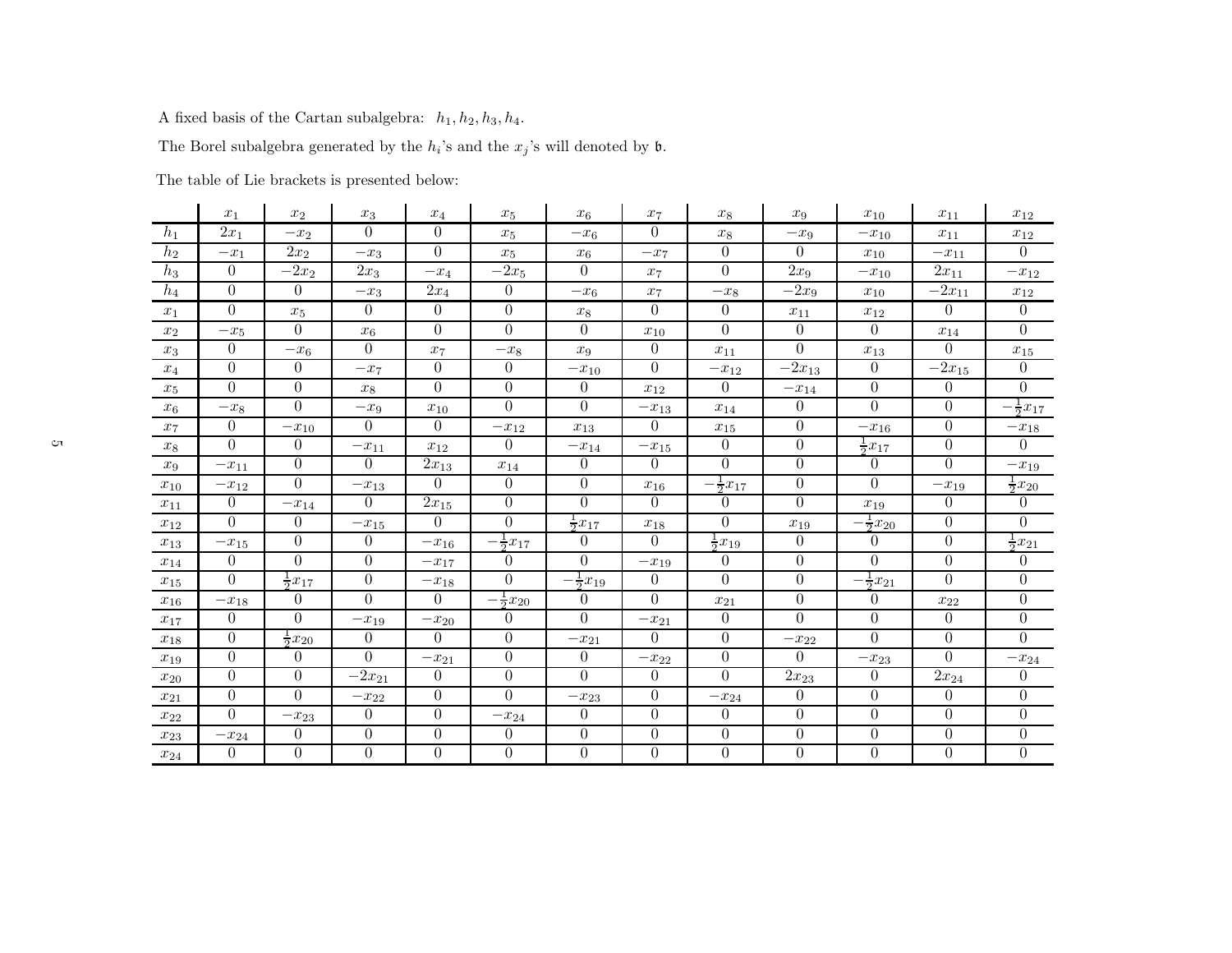A fixed basis of the Cartan subalgebra: $h_1, h_2, h_3, h_4$.

The Borel subalgebra generated by the $h_i$'s and the $x_j$'s will denoted by $\mathfrak{b}$.

The table of Lie brackets is presented below:

| | $x_1$ | $x_2$ | $x_3$ | $x_4$ | $x_5$ | $x_6$ | $x_7$ | $x_8$ | $x_9$ | $x_{10}$ | $x_{11}$ | $x_{12}$ |
|---|---|---|---|---|---|---|---|---|---|---|---|---|
| $h_1$ | $2x_1$ | $-x_2$ | $0$ | $0$ | $x_5$ | $-x_6$ | $0$ | $x_8$ | $-x_9$ | $-x_{10}$ | $x_{11}$ | $x_{12}$ |
| $h_2$ | $-x_1$ | $2x_2$ | $-x_3$ | $0$ | $x_5$ | $x_6$ | $-x_7$ | $0$ | $0$ | $x_{10}$ | $-x_{11}$ | $0$ |
| $h_3$ | $0$ | $-2x_2$ | $2x_3$ | $-x_4$ | $-2x_5$ | $0$ | $x_7$ | $0$ | $2x_9$ | $-x_{10}$ | $2x_{11}$ | $-x_{12}$ |
| $h_4$ | $0$ | $0$ | $-x_3$ | $2x_4$ | $0$ | $-x_6$ | $x_7$ | $-x_8$ | $-2x_9$ | $x_{10}$ | $-2x_{11}$ | $x_{12}$ |
| $x_1$ | $0$ | $x_5$ | $0$ | $0$ | $0$ | $x_8$ | $0$ | $0$ | $x_{11}$ | $x_{12}$ | $0$ | $0$ |
| $x_2$ | $-x_5$ | $0$ | $x_6$ | $0$ | $0$ | $0$ | $x_{10}$ | $0$ | $0$ | $0$ | $x_{14}$ | $0$ |
| $x_3$ | $0$ | $-x_6$ | $0$ | $x_7$ | $-x_8$ | $x_9$ | $0$ | $x_{11}$ | $0$ | $x_{13}$ | $0$ | $x_{15}$ |
| $x_4$ | $0$ | $0$ | $-x_7$ | $0$ | $0$ | $-x_{10}$ | $0$ | $-x_{12}$ | $-2x_{13}$ | $0$ | $-2x_{15}$ | $0$ |
| $x_5$ | $0$ | $0$ | $x_8$ | $0$ | $0$ | $0$ | $x_{12}$ | $0$ | $-x_{14}$ | $0$ | $0$ | $0$ |
| $x_6$ | $-x_8$ | $0$ | $-x_9$ | $x_{10}$ | $0$ | $0$ | $-x_{13}$ | $x_{14}$ | $0$ | $0$ | $0$ | $-\frac{1}{2}x_{17}$ |
| $x_7$ | $0$ | $-x_{10}$ | $0$ | $0$ | $-x_{12}$ | $x_{13}$ | $0$ | $x_{15}$ | $0$ | $-x_{16}$ | $0$ | $-x_{18}$ |
| $x_8$ | $0$ | $0$ | $-x_{11}$ | $x_{12}$ | $0$ | $-x_{14}$ | $-x_{15}$ | $0$ | $0$ | $\frac{1}{2}x_{17}$ | $0$ | $0$ |
| $x_9$ | $-x_{11}$ | $0$ | $0$ | $2x_{13}$ | $x_{14}$ | $0$ | $0$ | $0$ | $0$ | $0$ | $0$ | $-x_{19}$ |
| $x_{10}$ | $-x_{12}$ | $0$ | $-x_{13}$ | $0$ | $0$ | $0$ | $x_{16}$ | $-\frac{1}{2}x_{17}$ | $0$ | $0$ | $-x_{19}$ | $\frac{1}{2}x_{20}$ |
| $x_{11}$ | $0$ | $-x_{14}$ | $0$ | $2x_{15}$ | $0$ | $0$ | $0$ | $0$ | $0$ | $x_{19}$ | $0$ | $0$ |
| $x_{12}$ | $0$ | $0$ | $-x_{15}$ | $0$ | $0$ | $\frac{1}{2}x_{17}$ | $x_{18}$ | $0$ | $x_{19}$ | $-\frac{1}{2}x_{20}$ | $0$ | $0$ |
| $x_{13}$ | $-x_{15}$ | $0$ | $0$ | $-x_{16}$ | $-\frac{1}{2}x_{17}$ | $0$ | $0$ | $\frac{1}{2}x_{19}$ | $0$ | $0$ | $0$ | $\frac{1}{2}x_{21}$ |
| $x_{14}$ | $0$ | $0$ | $0$ | $-x_{17}$ | $0$ | $0$ | $-x_{19}$ | $0$ | $0$ | $0$ | $0$ | $0$ |
| $x_{15}$ | $0$ | $\frac{1}{2}x_{17}$ | $0$ | $-x_{18}$ | $0$ | $-\frac{1}{2}x_{19}$ | $0$ | $0$ | $0$ | $-\frac{1}{2}x_{21}$ | $0$ | $0$ |
| $x_{16}$ | $-x_{18}$ | $0$ | $0$ | $0$ | $-\frac{1}{2}x_{20}$ | $0$ | $0$ | $x_{21}$ | $0$ | $0$ | $x_{22}$ | $0$ |
| $x_{17}$ | $0$ | $0$ | $-x_{19}$ | $-x_{20}$ | $0$ | $0$ | $-x_{21}$ | $0$ | $0$ | $0$ | $0$ | $0$ |
| $x_{18}$ | $0$ | $\frac{1}{2}x_{20}$ | $0$ | $0$ | $0$ | $-x_{21}$ | $0$ | $0$ | $-x_{22}$ | $0$ | $0$ | $0$ |
| $x_{19}$ | $0$ | $0$ | $0$ | $-x_{21}$ | $0$ | $0$ | $-x_{22}$ | $0$ | $0$ | $-x_{23}$ | $0$ | $-x_{24}$ |
| $x_{20}$ | $0$ | $0$ | $-2x_{21}$ | $0$ | $0$ | $0$ | $0$ | $0$ | $2x_{23}$ | $0$ | $2x_{24}$ | $0$ |
| $x_{21}$ | $0$ | $0$ | $-x_{22}$ | $0$ | $0$ | $-x_{23}$ | $0$ | $-x_{24}$ | $0$ | $0$ | $0$ | $0$ |
| $x_{22}$ | $0$ | $-x_{23}$ | $0$ | $0$ | $-x_{24}$ | $0$ | $0$ | $0$ | $0$ | $0$ | $0$ | $0$ |
| $x_{23}$ | $-x_{24}$ | $0$ | $0$ | $0$ | $0$ | $0$ | $0$ | $0$ | $0$ | $0$ | $0$ | $0$ |
| $x_{24}$ | $0$ | $0$ | $0$ | $0$ | $0$ | $0$ | $0$ | $0$ | $0$ | $0$ | $0$ | $0$ |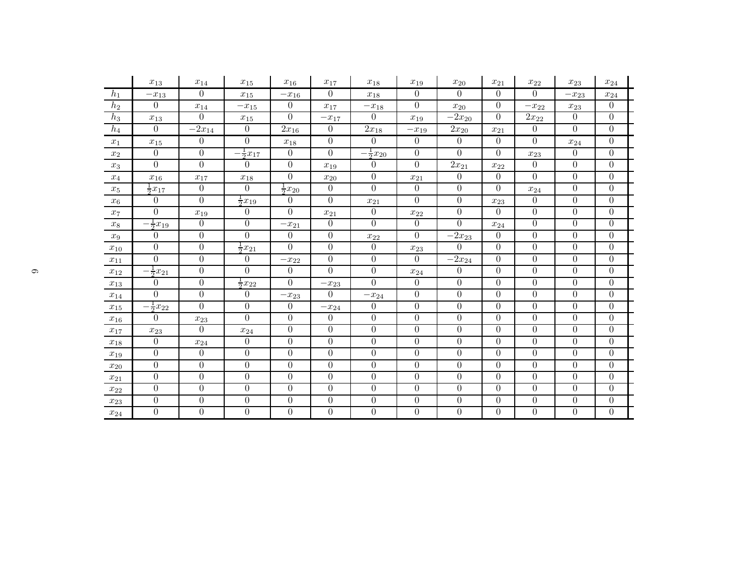| | $x_{13}$ | $x_{14}$ | $x_{15}$ | $x_{16}$ | $x_{17}$ | $x_{18}$ | $x_{19}$ | $x_{20}$ | $x_{21}$ | $x_{22}$ | $x_{23}$ | $x_{24}$ |
|---|---|---|---|---|---|---|---|---|---|---|---|---|
| $h_1$ | $-x_{13}$ | $0$ | $x_{15}$ | $-x_{16}$ | $0$ | $x_{18}$ | $0$ | $0$ | $0$ | $0$ | $-x_{23}$ | $x_{24}$ |
| $h_2$ | $0$ | $x_{14}$ | $-x_{15}$ | $0$ | $x_{17}$ | $-x_{18}$ | $0$ | $x_{20}$ | $0$ | $-x_{22}$ | $x_{23}$ | $0$ |
| $h_3$ | $x_{13}$ | $0$ | $x_{15}$ | $0$ | $-x_{17}$ | $0$ | $x_{19}$ | $-2x_{20}$ | $0$ | $2x_{22}$ | $0$ | $0$ |
| $h_4$ | $0$ | $-2x_{14}$ | $0$ | $2x_{16}$ | $0$ | $2x_{18}$ | $-x_{19}$ | $2x_{20}$ | $x_{21}$ | $0$ | $0$ | $0$ |
| $x_1$ | $x_{15}$ | $0$ | $0$ | $x_{18}$ | $0$ | $0$ | $0$ | $0$ | $0$ | $0$ | $x_{24}$ | $0$ |
| $x_2$ | $0$ | $0$ | $-\frac{1}{2}x_{17}$ | $0$ | $0$ | $-\frac{1}{2}x_{20}$ | $0$ | $0$ | $0$ | $x_{23}$ | $0$ | $0$ |
| $x_3$ | $0$ | $0$ | $0$ | $0$ | $x_{19}$ | $0$ | $0$ | $2x_{21}$ | $x_{22}$ | $0$ | $0$ | $0$ |
| $x_4$ | $x_{16}$ | $x_{17}$ | $x_{18}$ | $0$ | $x_{20}$ | $0$ | $x_{21}$ | $0$ | $0$ | $0$ | $0$ | $0$ |
| $x_5$ | $\frac{1}{2}x_{17}$ | $0$ | $0$ | $\frac{1}{2}x_{20}$ | $0$ | $0$ | $0$ | $0$ | $0$ | $x_{24}$ | $0$ | $0$ |
| $x_6$ | $0$ | $0$ | $\frac{1}{2}x_{19}$ | $0$ | $0$ | $x_{21}$ | $0$ | $0$ | $x_{23}$ | $0$ | $0$ | $0$ |
| $x_7$ | $0$ | $x_{19}$ | $0$ | $0$ | $x_{21}$ | $0$ | $x_{22}$ | $0$ | $0$ | $0$ | $0$ | $0$ |
| $x_8$ | $-\frac{1}{2}x_{19}$ | $0$ | $0$ | $-x_{21}$ | $0$ | $0$ | $0$ | $0$ | $x_{24}$ | $0$ | $0$ | $0$ |
| $x_9$ | $0$ | $0$ | $0$ | $0$ | $0$ | $x_{22}$ | $0$ | $-2x_{23}$ | $0$ | $0$ | $0$ | $0$ |
| $x_{10}$ | $0$ | $0$ | $\frac{1}{2}x_{21}$ | $0$ | $0$ | $0$ | $x_{23}$ | $0$ | $0$ | $0$ | $0$ | $0$ |
| $x_{11}$ | $0$ | $0$ | $0$ | $-x_{22}$ | $0$ | $0$ | $0$ | $-2x_{24}$ | $0$ | $0$ | $0$ | $0$ |
| $x_{12}$ | $-\frac{1}{2}x_{21}$ | $0$ | $0$ | $0$ | $0$ | $0$ | $x_{24}$ | $0$ | $0$ | $0$ | $0$ | $0$ |
| $x_{13}$ | $0$ | $0$ | $\frac{1}{2}x_{22}$ | $0$ | $-x_{23}$ | $0$ | $0$ | $0$ | $0$ | $0$ | $0$ | $0$ |
| $x_{14}$ | $0$ | $0$ | $0$ | $-x_{23}$ | $0$ | $-x_{24}$ | $0$ | $0$ | $0$ | $0$ | $0$ | $0$ |
| $x_{15}$ | $-\frac{1}{2}x_{22}$ | $0$ | $0$ | $0$ | $-x_{24}$ | $0$ | $0$ | $0$ | $0$ | $0$ | $0$ | $0$ |
| $x_{16}$ | $0$ | $x_{23}$ | $0$ | $0$ | $0$ | $0$ | $0$ | $0$ | $0$ | $0$ | $0$ | $0$ |
| $x_{17}$ | $x_{23}$ | $0$ | $x_{24}$ | $0$ | $0$ | $0$ | $0$ | $0$ | $0$ | $0$ | $0$ | $0$ |
| $x_{18}$ | $0$ | $x_{24}$ | $0$ | $0$ | $0$ | $0$ | $0$ | $0$ | $0$ | $0$ | $0$ | $0$ |
| $x_{19}$ | $0$ | $0$ | $0$ | $0$ | $0$ | $0$ | $0$ | $0$ | $0$ | $0$ | $0$ | $0$ |
| $x_{20}$ | $0$ | $0$ | $0$ | $0$ | $0$ | $0$ | $0$ | $0$ | $0$ | $0$ | $0$ | $0$ |
| $x_{21}$ | $0$ | $0$ | $0$ | $0$ | $0$ | $0$ | $0$ | $0$ | $0$ | $0$ | $0$ | $0$ |
| $x_{22}$ | $0$ | $0$ | $0$ | $0$ | $0$ | $0$ | $0$ | $0$ | $0$ | $0$ | $0$ | $0$ |
| $x_{23}$ | $0$ | $0$ | $0$ | $0$ | $0$ | $0$ | $0$ | $0$ | $0$ | $0$ | $0$ | $0$ |
| $x_{24}$ | $0$ | $0$ | $0$ | $0$ | $0$ | $0$ | $0$ | $0$ | $0$ | $0$ | $0$ | $0$ |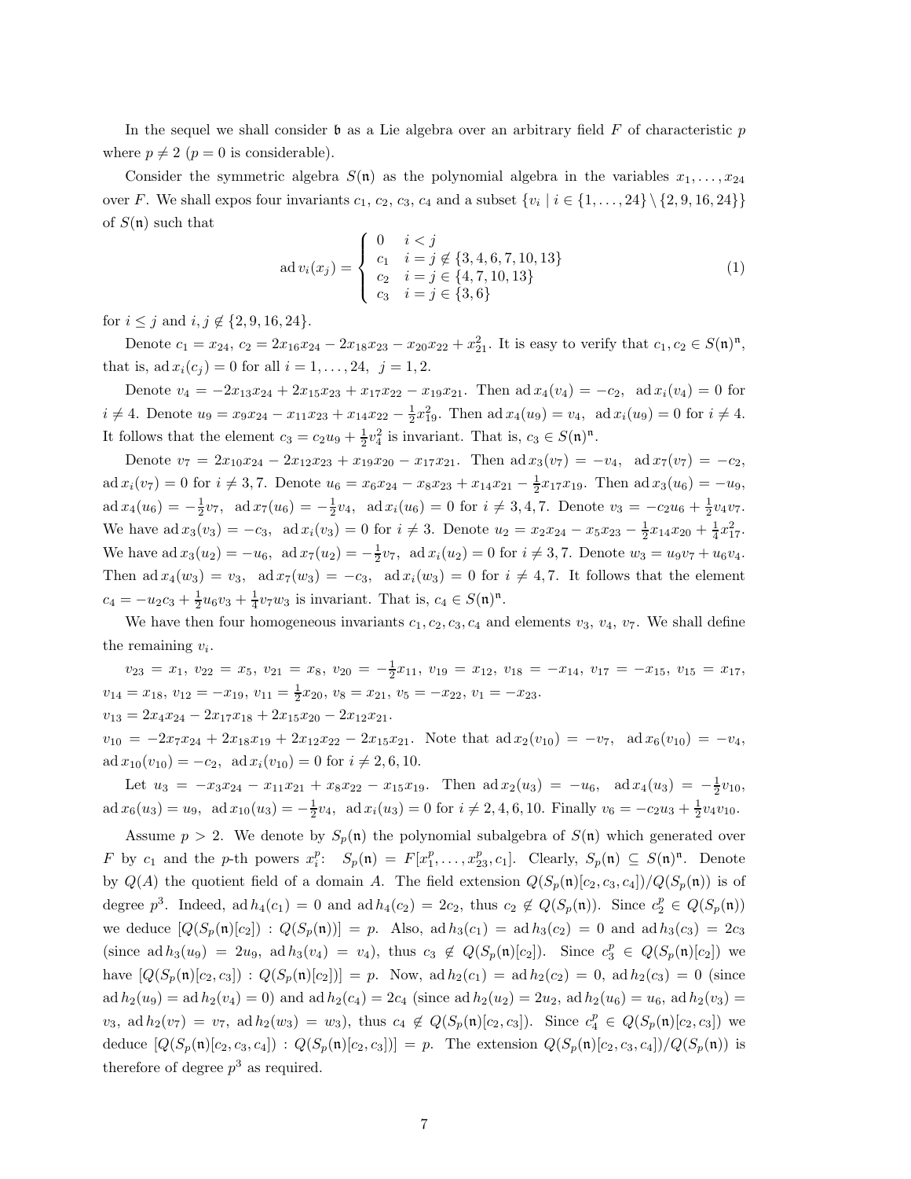In the sequel we shall consider $\mathfrak{b}$ as a Lie algebra over an arbitrary field $F$ of characteristic $p$ where $p \neq 2$ ($p = 0$ is considerable).

Consider the symmetric algebra $S(\mathfrak{n})$ as the polynomial algebra in the variables $x_1, \ldots, x_{24}$ over $F$. We shall expos four invariants $c_1$, $c_2$, $c_3$, $c_4$ and a subset $\{v_i \mid i \in \{1, \ldots, 24\} \setminus \{2, 9, 16, 24\}\}$ of $S(\mathfrak{n})$ such that

$$\operatorname{ad} v_i(x_j) = \begin{cases} 0 & i < j \\ c_1 & i = j \notin \{3, 4, 6, 7, 10, 13\} \\ c_2 & i = j \in \{4, 7, 10, 13\} \\ c_3 & i = j \in \{3, 6\} \end{cases} \tag{1}$$

for $i \leq j$ and $i, j \notin \{2, 9, 16, 24\}$.

Denote $c_1 = x_{24}$, $c_2 = 2x_{16}x_{24} - 2x_{18}x_{23} - x_{20}x_{22} + x_{21}^2$. It is easy to verify that $c_1, c_2 \in S(\mathfrak{n})^{\mathfrak{n}}$, that is, $\operatorname{ad} x_i(c_j) = 0$ for all $i = 1, \ldots, 24$, $j = 1, 2$.

Denote $v_4 = -2x_{13}x_{24} + 2x_{15}x_{23} + x_{17}x_{22} - x_{19}x_{21}$. Then $\operatorname{ad} x_4(v_4) = -c_2$, $\operatorname{ad} x_i(v_4) = 0$ for $i \neq 4$. Denote $u_9 = x_9x_{24} - x_{11}x_{23} + x_{14}x_{22} - \frac{1}{2}x_{19}^2$. Then $\operatorname{ad} x_4(u_9) = v_4$, $\operatorname{ad} x_i(u_9) = 0$ for $i \neq 4$. It follows that the element $c_3 = c_2u_9 + \frac{1}{2}v_4^2$ is invariant. That is, $c_3 \in S(\mathfrak{n})^{\mathfrak{n}}$.

Denote $v_7 = 2x_{10}x_{24} - 2x_{12}x_{23} + x_{19}x_{20} - x_{17}x_{21}$. Then $\operatorname{ad} x_3(v_7) = -v_4$, $\operatorname{ad} x_7(v_7) = -c_2$, $\operatorname{ad} x_i(v_7) = 0$ for $i \neq 3, 7$. Denote $u_6 = x_6x_{24} - x_8x_{23} + x_{14}x_{21} - \frac{1}{2}x_{17}x_{19}$. Then $\operatorname{ad} x_3(u_6) = -u_9$, $\operatorname{ad} x_4(u_6) = -\frac{1}{2}v_7$, $\operatorname{ad} x_7(u_6) = -\frac{1}{2}v_4$, $\operatorname{ad} x_i(u_6) = 0$ for $i \neq 3, 4, 7$. Denote $v_3 = -c_2u_6 + \frac{1}{2}v_4v_7$. We have $\operatorname{ad} x_3(v_3) = -c_3$, $\operatorname{ad} x_i(v_3) = 0$ for $i \neq 3$. Denote $u_2 = x_2x_{24} - x_5x_{23} - \frac{1}{2}x_{14}x_{20} + \frac{1}{4}x_{17}^2$. We have $\operatorname{ad} x_3(u_2) = -u_6$, $\operatorname{ad} x_7(u_2) = -\frac{1}{2}v_7$, $\operatorname{ad} x_i(u_2) = 0$ for $i \neq 3, 7$. Denote $w_3 = u_9v_7 + u_6v_4$. Then $\operatorname{ad} x_4(w_3) = v_3$, $\operatorname{ad} x_7(w_3) = -c_3$, $\operatorname{ad} x_i(w_3) = 0$ for $i \neq 4, 7$. It follows that the element $c_4 = -u_2c_3 + \frac{1}{2}u_6v_3 + \frac{1}{4}v_7w_3$ is invariant. That is, $c_4 \in S(\mathfrak{n})^{\mathfrak{n}}$.

We have then four homogeneous invariants $c_1, c_2, c_3, c_4$ and elements $v_3$, $v_4$, $v_7$. We shall define the remaining $v_i$.

$v_{23} = x_1$, $v_{22} = x_5$, $v_{21} = x_8$, $v_{20} = -\frac{1}{2}x_{11}$, $v_{19} = x_{12}$, $v_{18} = -x_{14}$, $v_{17} = -x_{15}$, $v_{15} = x_{17}$, $v_{14} = x_{18}$, $v_{12} = -x_{19}$, $v_{11} = \frac{1}{2}x_{20}$, $v_8 = x_{21}$, $v_5 = -x_{22}$, $v_1 = -x_{23}$.

$v_{13} = 2x_4x_{24} - 2x_{17}x_{18} + 2x_{15}x_{20} - 2x_{12}x_{21}$.

$v_{10} = -2x_7x_{24} + 2x_{18}x_{19} + 2x_{12}x_{22} - 2x_{15}x_{21}$. Note that $\operatorname{ad} x_2(v_{10}) = -v_7$, $\operatorname{ad} x_6(v_{10}) = -v_4$, $\operatorname{ad} x_{10}(v_{10}) = -c_2$, $\operatorname{ad} x_i(v_{10}) = 0$ for $i \neq 2, 6, 10$.

Let $u_3 = -x_3x_{24} - x_{11}x_{21} + x_8x_{22} - x_{15}x_{19}$. Then $\operatorname{ad} x_2(u_3) = -u_6$, $\operatorname{ad} x_4(u_3) = -\frac{1}{2}v_{10}$, $\operatorname{ad} x_6(u_3) = u_9$, $\operatorname{ad} x_{10}(u_3) = -\frac{1}{2}v_4$, $\operatorname{ad} x_i(u_3) = 0$ for $i \neq 2, 4, 6, 10$. Finally $v_6 = -c_2u_3 + \frac{1}{2}v_4v_{10}$.

Assume $p > 2$. We denote by $S_p(\mathfrak{n})$ the polynomial subalgebra of $S(\mathfrak{n})$ which generated over $F$ by $c_1$ and the $p$-th powers $x_i^p$: $S_p(\mathfrak{n}) = F[x_1^p, \ldots, x_{23}^p, c_1]$. Clearly, $S_p(\mathfrak{n}) \subseteq S(\mathfrak{n})^{\mathfrak{n}}$. Denote by $Q(A)$ the quotient field of a domain $A$. The field extension $Q(S_p(\mathfrak{n})[c_2, c_3, c_4])/Q(S_p(\mathfrak{n}))$ is of degree $p^3$. Indeed, $\operatorname{ad} h_4(c_1) = 0$ and $\operatorname{ad} h_4(c_2) = 2c_2$, thus $c_2 \notin Q(S_p(\mathfrak{n}))$. Since $c_2^p \in Q(S_p(\mathfrak{n}))$ we deduce $[Q(S_p(\mathfrak{n})[c_2]) : Q(S_p(\mathfrak{n}))] = p$. Also, $\operatorname{ad} h_3(c_1) = \operatorname{ad} h_3(c_2) = 0$ and $\operatorname{ad} h_3(c_3) = 2c_3$ (since $\operatorname{ad} h_3(u_9) = 2u_9$, $\operatorname{ad} h_3(v_4) = v_4$), thus $c_3 \notin Q(S_p(\mathfrak{n})[c_2])$. Since $c_3^p \in Q(S_p(\mathfrak{n})[c_2])$ we have $[Q(S_p(\mathfrak{n})[c_2, c_3]) : Q(S_p(\mathfrak{n})[c_2])] = p$. Now, $\operatorname{ad} h_2(c_1) = \operatorname{ad} h_2(c_2) = 0$, $\operatorname{ad} h_2(c_3) = 0$ (since $\operatorname{ad} h_2(u_9) = \operatorname{ad} h_2(v_4) = 0$) and $\operatorname{ad} h_2(c_4) = 2c_4$ (since $\operatorname{ad} h_2(u_2) = 2u_2$, $\operatorname{ad} h_2(u_6) = u_6$, $\operatorname{ad} h_2(v_3) = v_3$, $\operatorname{ad} h_2(v_7) = v_7$, $\operatorname{ad} h_2(w_3) = w_3$), thus $c_4 \notin Q(S_p(\mathfrak{n})[c_2, c_3])$. Since $c_4^p \in Q(S_p(\mathfrak{n})[c_2, c_3])$ we deduce $[Q(S_p(\mathfrak{n})[c_2, c_3, c_4]) : Q(S_p(\mathfrak{n})[c_2, c_3])] = p$. The extension $Q(S_p(\mathfrak{n})[c_2, c_3, c_4])/Q(S_p(\mathfrak{n}))$ is therefore of degree $p^3$ as required.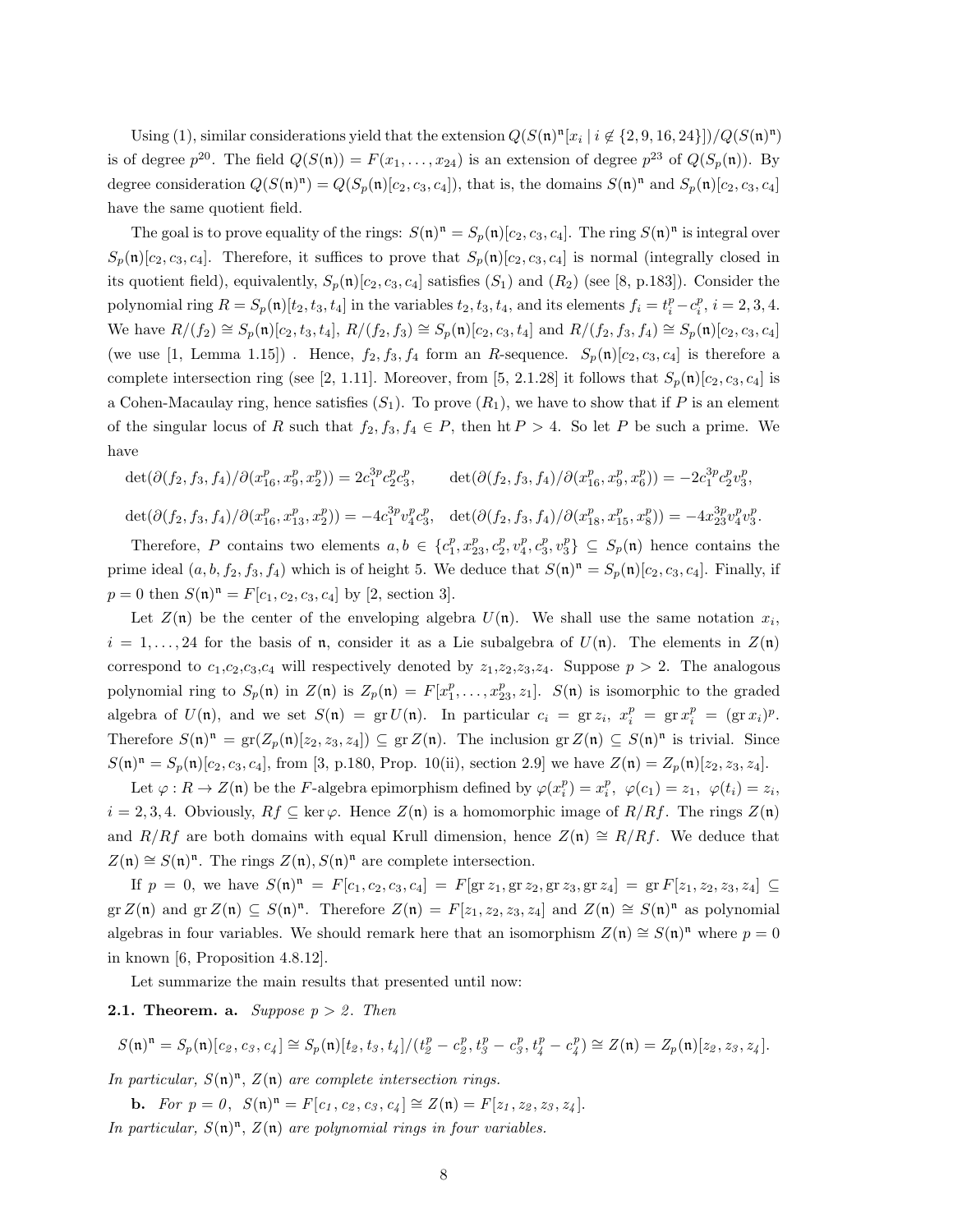Using (1), similar considerations yield that the extension $Q(S(\mathfrak{n})^{\mathfrak{n}}[x_i \mid i \notin \{2, 9, 16, 24\}])/Q(S(\mathfrak{n})^{\mathfrak{n}})$ is of degree $p^{20}$. The field $Q(S(\mathfrak{n})) = F(x_1, \ldots, x_{24})$ is an extension of degree $p^{23}$ of $Q(S_p(\mathfrak{n}))$. By degree consideration $Q(S(\mathfrak{n})^{\mathfrak{n}}) = Q(S_p(\mathfrak{n})[c_2, c_3, c_4])$, that is, the domains $S(\mathfrak{n})^{\mathfrak{n}}$ and $S_p(\mathfrak{n})[c_2, c_3, c_4]$ have the same quotient field.

The goal is to prove equality of the rings: $S(\mathfrak{n})^{\mathfrak{n}} = S_p(\mathfrak{n})[c_2, c_3, c_4]$. The ring $S(\mathfrak{n})^{\mathfrak{n}}$ is integral over $S_p(\mathfrak{n})[c_2, c_3, c_4]$. Therefore, it suffices to prove that $S_p(\mathfrak{n})[c_2, c_3, c_4]$ is normal (integrally closed in its quotient field), equivalently, $S_p(\mathfrak{n})[c_2, c_3, c_4]$ satisfies $(S_1)$ and $(R_2)$ (see [8, p.183]). Consider the polynomial ring $R = S_p(\mathfrak{n})[t_2, t_3, t_4]$ in the variables $t_2, t_3, t_4$, and its elements $f_i = t_i^p - c_i^p$, $i = 2, 3, 4$. We have $R/(f_2) \cong S_p(\mathfrak{n})[c_2, t_3, t_4]$, $R/(f_2, f_3) \cong S_p(\mathfrak{n})[c_2, c_3, t_4]$ and $R/(f_2, f_3, f_4) \cong S_p(\mathfrak{n})[c_2, c_3, c_4]$ (we use [1, Lemma 1.15]) . Hence, $f_2, f_3, f_4$ form an $R$-sequence. $S_p(\mathfrak{n})[c_2, c_3, c_4]$ is therefore a complete intersection ring (see [2, 1.11]. Moreover, from [5, 2.1.28] it follows that $S_p(\mathfrak{n})[c_2, c_3, c_4]$ is a Cohen-Macaulay ring, hence satisfies $(S_1)$. To prove $(R_1)$, we have to show that if $P$ is an element of the singular locus of $R$ such that $f_2, f_3, f_4 \in P$, then $\operatorname{ht} P > 4$. So let $P$ be such a prime. We have

$$\det(\partial(f_2, f_3, f_4)/\partial(x_{16}^p, x_9^p, x_2^p)) = 2c_1^{3p}c_2^p c_3^p, \qquad \det(\partial(f_2, f_3, f_4)/\partial(x_{16}^p, x_9^p, x_6^p)) = -2c_1^{3p}c_2^p v_3^p,$$

$$\det(\partial(f_2, f_3, f_4)/\partial(x_{16}^p, x_{13}^p, x_2^p)) = -4c_1^{3p}v_4^p c_3^p, \quad \det(\partial(f_2, f_3, f_4)/\partial(x_{18}^p, x_{15}^p, x_8^p)) = -4x_{23}^{3p}v_4^p v_3^p.$$

Therefore, $P$ contains two elements $a, b \in \{c_1^p, x_{23}^p, c_2^p, v_4^p, c_3^p, v_3^p\} \subseteq S_p(\mathfrak{n})$ hence contains the prime ideal $(a, b, f_2, f_3, f_4)$ which is of height 5. We deduce that $S(\mathfrak{n})^{\mathfrak{n}} = S_p(\mathfrak{n})[c_2, c_3, c_4]$. Finally, if $p = 0$ then $S(\mathfrak{n})^{\mathfrak{n}} = F[c_1, c_2, c_3, c_4]$ by [2, section 3].

Let $Z(\mathfrak{n})$ be the center of the enveloping algebra $U(\mathfrak{n})$. We shall use the same notation $x_i$, $i = 1, \ldots, 24$ for the basis of $\mathfrak{n}$, consider it as a Lie subalgebra of $U(\mathfrak{n})$. The elements in $Z(\mathfrak{n})$ correspond to $c_1$,$c_2$,$c_3$,$c_4$ will respectively denoted by $z_1$,$z_2$,$z_3$,$z_4$. Suppose $p > 2$. The analogous polynomial ring to $S_p(\mathfrak{n})$ in $Z(\mathfrak{n})$ is $Z_p(\mathfrak{n}) = F[x_1^p, \ldots, x_{23}^p, z_1]$. $S(\mathfrak{n})$ is isomorphic to the graded algebra of $U(\mathfrak{n})$, and we set $S(\mathfrak{n}) = \operatorname{gr} U(\mathfrak{n})$. In particular $c_i = \operatorname{gr} z_i$, $x_i^p = \operatorname{gr} x_i^p = (\operatorname{gr} x_i)^p$. Therefore $S(\mathfrak{n})^{\mathfrak{n}} = \operatorname{gr}(Z_p(\mathfrak{n})[z_2, z_3, z_4]) \subseteq \operatorname{gr} Z(\mathfrak{n})$. The inclusion $\operatorname{gr} Z(\mathfrak{n}) \subseteq S(\mathfrak{n})^{\mathfrak{n}}$ is trivial. Since $S(\mathfrak{n})^{\mathfrak{n}} = S_p(\mathfrak{n})[c_2, c_3, c_4]$, from [3, p.180, Prop. 10(ii), section 2.9] we have $Z(\mathfrak{n}) = Z_p(\mathfrak{n})[z_2, z_3, z_4]$.

Let $\varphi : R \to Z(\mathfrak{n})$ be the $F$-algebra epimorphism defined by $\varphi(x_i^p) = x_i^p$, $\varphi(c_1) = z_1$, $\varphi(t_i) = z_i$, $i = 2, 3, 4$. Obviously, $Rf \subseteq \ker\varphi$. Hence $Z(\mathfrak{n})$ is a homomorphic image of $R/Rf$. The rings $Z(\mathfrak{n})$ and $R/Rf$ are both domains with equal Krull dimension, hence $Z(\mathfrak{n}) \cong R/Rf$. We deduce that $Z(\mathfrak{n}) \cong S(\mathfrak{n})^{\mathfrak{n}}$. The rings $Z(\mathfrak{n}), S(\mathfrak{n})^{\mathfrak{n}}$ are complete intersection.

If $p = 0$, we have $S(\mathfrak{n})^{\mathfrak{n}} = F[c_1, c_2, c_3, c_4] = F[\operatorname{gr} z_1, \operatorname{gr} z_2, \operatorname{gr} z_3, \operatorname{gr} z_4] = \operatorname{gr} F[z_1, z_2, z_3, z_4] \subseteq \operatorname{gr} Z(\mathfrak{n})$ and $\operatorname{gr} Z(\mathfrak{n}) \subseteq S(\mathfrak{n})^{\mathfrak{n}}$. Therefore $Z(\mathfrak{n}) = F[z_1, z_2, z_3, z_4]$ and $Z(\mathfrak{n}) \cong S(\mathfrak{n})^{\mathfrak{n}}$ as polynomial algebras in four variables. We should remark here that an isomorphism $Z(\mathfrak{n}) \cong S(\mathfrak{n})^{\mathfrak{n}}$ where $p = 0$ in known [6, Proposition 4.8.12].

Let summarize the main results that presented until now:

**2.1. Theorem. a.** *Suppose $p > 2$. Then*

$$S(\mathfrak{n})^{\mathfrak{n}} = S_p(\mathfrak{n})[c_2, c_3, c_4] \cong S_p(\mathfrak{n})[t_2, t_3, t_4]/(t_2^p - c_2^p, t_3^p - c_3^p, t_4^p - c_4^p) \cong Z(\mathfrak{n}) = Z_p(\mathfrak{n})[z_2, z_3, z_4].$$

*In particular, $S(\mathfrak{n})^{\mathfrak{n}}$, $Z(\mathfrak{n})$ are complete intersection rings.*

**b.** *For $p = 0$, $S(\mathfrak{n})^{\mathfrak{n}} = F[c_1, c_2, c_3, c_4] \cong Z(\mathfrak{n}) = F[z_1, z_2, z_3, z_4]$.*
*In particular, $S(\mathfrak{n})^{\mathfrak{n}}$, $Z(\mathfrak{n})$ are polynomial rings in four variables.*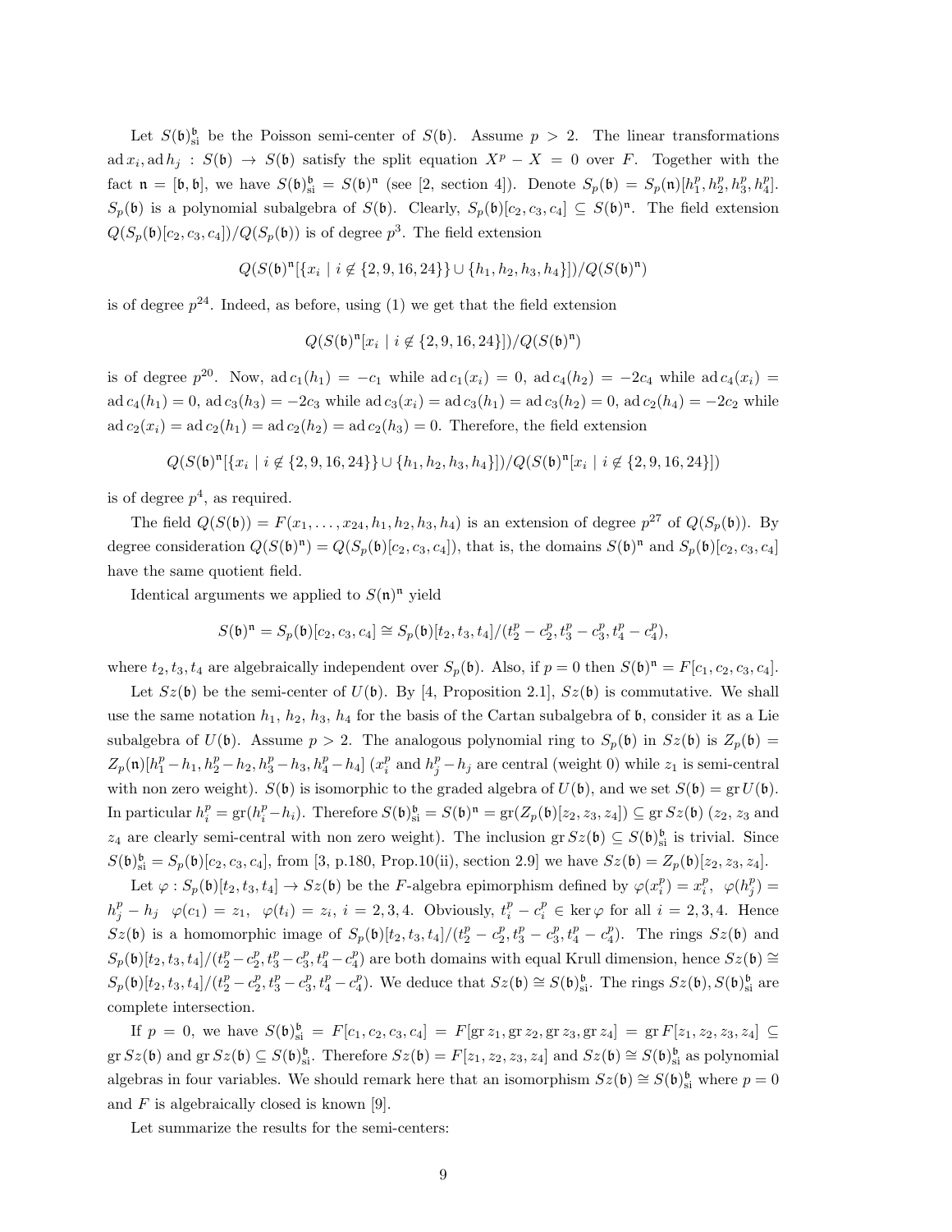Let $S(\mathfrak{b})^{\mathfrak{b}}_{\rm si}$ be the Poisson semi-center of $S(\mathfrak{b})$. Assume $p > 2$. The linear transformations $\operatorname{ad} x_i, \operatorname{ad} h_j : S(\mathfrak{b}) \to S(\mathfrak{b})$ satisfy the split equation $X^p - X = 0$ over $F$. Together with the fact $\mathfrak{n} = [\mathfrak{b}, \mathfrak{b}]$, we have $S(\mathfrak{b})^{\mathfrak{b}}_{\rm si} = S(\mathfrak{b})^{\mathfrak{n}}$ (see [2, section 4]). Denote $S_p(\mathfrak{b}) = S_p(\mathfrak{n})[h_1^p, h_2^p, h_3^p, h_4^p]$. $S_p(\mathfrak{b})$ is a polynomial subalgebra of $S(\mathfrak{b})$. Clearly, $S_p(\mathfrak{b})[c_2, c_3, c_4] \subseteq S(\mathfrak{b})^{\mathfrak{n}}$. The field extension $Q(S_p(\mathfrak{b})[c_2, c_3, c_4])/Q(S_p(\mathfrak{b}))$ is of degree $p^3$. The field extension

$$Q(S(\mathfrak{b})^{\mathfrak{n}}[\{x_i \mid i \notin \{2, 9, 16, 24\}\} \cup \{h_1, h_2, h_3, h_4\}])/Q(S(\mathfrak{b})^{\mathfrak{n}})$$

is of degree $p^{24}$. Indeed, as before, using (1) we get that the field extension

$$Q(S(\mathfrak{b})^{\mathfrak{n}}[x_i \mid i \notin \{2, 9, 16, 24\}])/Q(S(\mathfrak{b})^{\mathfrak{n}})$$

is of degree $p^{20}$. Now, $\operatorname{ad} c_1(h_1) = -c_1$ while $\operatorname{ad} c_1(x_i) = 0$, $\operatorname{ad} c_4(h_2) = -2c_4$ while $\operatorname{ad} c_4(x_i) = \operatorname{ad} c_4(h_1) = 0$, $\operatorname{ad} c_3(h_3) = -2c_3$ while $\operatorname{ad} c_3(x_i) = \operatorname{ad} c_3(h_1) = \operatorname{ad} c_3(h_2) = 0$, $\operatorname{ad} c_2(h_4) = -2c_2$ while $\operatorname{ad} c_2(x_i) = \operatorname{ad} c_2(h_1) = \operatorname{ad} c_2(h_2) = \operatorname{ad} c_2(h_3) = 0$. Therefore, the field extension

$$Q(S(\mathfrak{b})^{\mathfrak{n}}[\{x_i \mid i \notin \{2, 9, 16, 24\}\} \cup \{h_1, h_2, h_3, h_4\}])/Q(S(\mathfrak{b})^{\mathfrak{n}}[x_i \mid i \notin \{2, 9, 16, 24\}])$$

is of degree $p^4$, as required.

The field $Q(S(\mathfrak{b})) = F(x_1, \ldots, x_{24}, h_1, h_2, h_3, h_4)$ is an extension of degree $p^{27}$ of $Q(S_p(\mathfrak{b}))$. By degree consideration $Q(S(\mathfrak{b})^{\mathfrak{n}}) = Q(S_p(\mathfrak{b})[c_2, c_3, c_4])$, that is, the domains $S(\mathfrak{b})^{\mathfrak{n}}$ and $S_p(\mathfrak{b})[c_2, c_3, c_4]$ have the same quotient field.

Identical arguments we applied to $S(\mathfrak{n})^{\mathfrak{n}}$ yield

$$S(\mathfrak{b})^{\mathfrak{n}} = S_p(\mathfrak{b})[c_2, c_3, c_4] \cong S_p(\mathfrak{b})[t_2, t_3, t_4]/(t_2^p - c_2^p, t_3^p - c_3^p, t_4^p - c_4^p),$$

where $t_2, t_3, t_4$ are algebraically independent over $S_p(\mathfrak{b})$. Also, if $p = 0$ then $S(\mathfrak{b})^{\mathfrak{n}} = F[c_1, c_2, c_3, c_4]$.

Let $Sz(\mathfrak{b})$ be the semi-center of $U(\mathfrak{b})$. By [4, Proposition 2.1], $Sz(\mathfrak{b})$ is commutative. We shall use the same notation $h_1$, $h_2$, $h_3$, $h_4$ for the basis of the Cartan subalgebra of $\mathfrak{b}$, consider it as a Lie subalgebra of $U(\mathfrak{b})$. Assume $p > 2$. The analogous polynomial ring to $S_p(\mathfrak{b})$ in $Sz(\mathfrak{b})$ is $Z_p(\mathfrak{b}) = Z_p(\mathfrak{n})[h_1^p - h_1, h_2^p - h_2, h_3^p - h_3, h_4^p - h_4]$ ($x_i^p$ and $h_j^p - h_j$ are central (weight 0) while $z_1$ is semi-central with non zero weight). $S(\mathfrak{b})$ is isomorphic to the graded algebra of $U(\mathfrak{b})$, and we set $S(\mathfrak{b}) = \operatorname{gr} U(\mathfrak{b})$. In particular $h_i^p = \operatorname{gr}(h_i^p - h_i)$. Therefore $S(\mathfrak{b})^{\mathfrak{b}}_{\rm si} = S(\mathfrak{b})^{\mathfrak{n}} = \operatorname{gr}(Z_p(\mathfrak{b})[z_2, z_3, z_4]) \subseteq \operatorname{gr} Sz(\mathfrak{b})$ ($z_2$, $z_3$ and $z_4$ are clearly semi-central with non zero weight). The inclusion $\operatorname{gr} Sz(\mathfrak{b}) \subseteq S(\mathfrak{b})^{\mathfrak{b}}_{\rm si}$ is trivial. Since $S(\mathfrak{b})^{\mathfrak{b}}_{\rm si} = S_p(\mathfrak{b})[c_2, c_3, c_4]$, from [3, p.180, Prop.10(ii), section 2.9] we have $Sz(\mathfrak{b}) = Z_p(\mathfrak{b})[z_2, z_3, z_4]$.

Let $\varphi : S_p(\mathfrak{b})[t_2, t_3, t_4] \to Sz(\mathfrak{b})$ be the $F$-algebra epimorphism defined by $\varphi(x_i^p) = x_i^p$, $\varphi(h_j^p) = h_j^p - h_j$ $\varphi(c_1) = z_1$, $\varphi(t_i) = z_i$, $i = 2, 3, 4$. Obviously, $t_i^p - c_i^p \in \ker \varphi$ for all $i = 2, 3, 4$. Hence $Sz(\mathfrak{b})$ is a homomorphic image of $S_p(\mathfrak{b})[t_2, t_3, t_4]/(t_2^p - c_2^p, t_3^p - c_3^p, t_4^p - c_4^p)$. The rings $Sz(\mathfrak{b})$ and $S_p(\mathfrak{b})[t_2, t_3, t_4]/(t_2^p - c_2^p, t_3^p - c_3^p, t_4^p - c_4^p)$ are both domains with equal Krull dimension, hence $Sz(\mathfrak{b}) \cong S_p(\mathfrak{b})[t_2, t_3, t_4]/(t_2^p - c_2^p, t_3^p - c_3^p, t_4^p - c_4^p)$. We deduce that $Sz(\mathfrak{b}) \cong S(\mathfrak{b})^{\mathfrak{b}}_{\rm si}$. The rings $Sz(\mathfrak{b}), S(\mathfrak{b})^{\mathfrak{b}}_{\rm si}$ are complete intersection.

If $p = 0$, we have $S(\mathfrak{b})^{\mathfrak{b}}_{\rm si} = F[c_1, c_2, c_3, c_4] = F[\operatorname{gr} z_1, \operatorname{gr} z_2, \operatorname{gr} z_3, \operatorname{gr} z_4] = \operatorname{gr} F[z_1, z_2, z_3, z_4] \subseteq \operatorname{gr} Sz(\mathfrak{b})$ and $\operatorname{gr} Sz(\mathfrak{b}) \subseteq S(\mathfrak{b})^{\mathfrak{b}}_{\rm si}$. Therefore $Sz(\mathfrak{b}) = F[z_1, z_2, z_3, z_4]$ and $Sz(\mathfrak{b}) \cong S(\mathfrak{b})^{\mathfrak{b}}_{\rm si}$ as polynomial algebras in four variables. We should remark here that an isomorphism $Sz(\mathfrak{b}) \cong S(\mathfrak{b})^{\mathfrak{b}}_{\rm si}$ where $p = 0$ and $F$ is algebraically closed is known [9].

Let summarize the results for the semi-centers: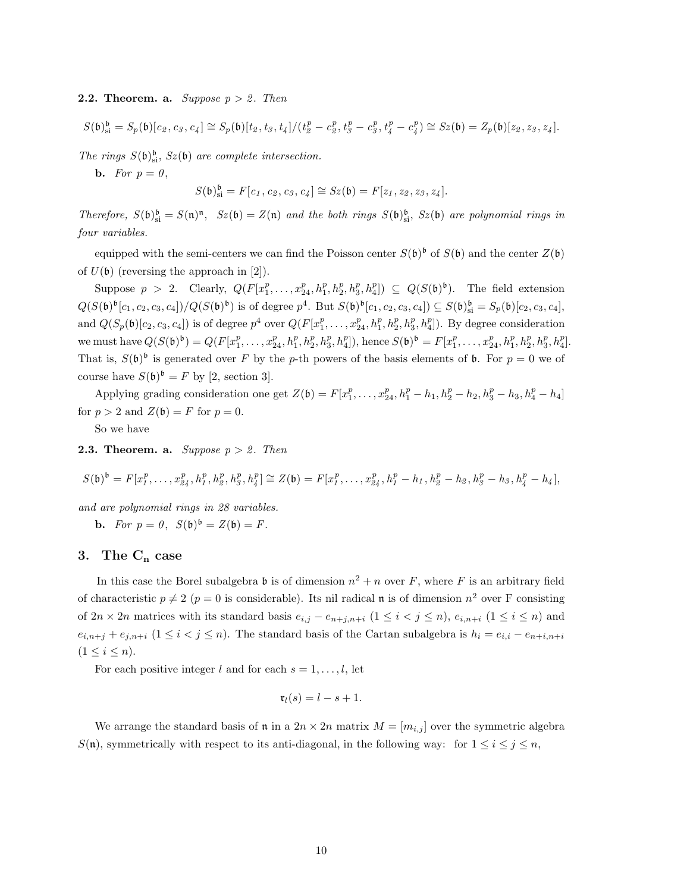**2.2. Theorem. a.** *Suppose $p > 2$. Then*

$$S(\mathfrak{b})^{\mathfrak{b}}_{\text{si}} = S_p(\mathfrak{b})[c_2, c_3, c_4] \cong S_p(\mathfrak{b})[t_2, t_3, t_4]/(t_2^p - c_2^p, t_3^p - c_3^p, t_4^p - c_4^p) \cong Sz(\mathfrak{b}) = Z_p(\mathfrak{b})[z_2, z_3, z_4].$$

*The rings $S(\mathfrak{b})^{\mathfrak{b}}_{\text{si}}$, $Sz(\mathfrak{b})$ are complete intersection.*

**b.** *For $p = 0$,*

$$S(\mathfrak{b})^{\mathfrak{b}}_{\text{si}} = F[c_1, c_2, c_3, c_4] \cong Sz(\mathfrak{b}) = F[z_1, z_2, z_3, z_4].$$

*Therefore, $S(\mathfrak{b})^{\mathfrak{b}}_{\text{si}} = S(\mathfrak{n})^{\mathfrak{n}}$, $Sz(\mathfrak{b}) = Z(\mathfrak{n})$ and the both rings $S(\mathfrak{b})^{\mathfrak{b}}_{\text{si}}$, $Sz(\mathfrak{b})$ are polynomial rings in four variables.*

equipped with the semi-centers we can find the Poisson center $S(\mathfrak{b})^{\mathfrak{b}}$ of $S(\mathfrak{b})$ and the center $Z(\mathfrak{b})$ of $U(\mathfrak{b})$ (reversing the approach in [2]).

Suppose $p > 2$. Clearly, $Q(F[x_1^p, \ldots, x_{24}^p, h_1^p, h_2^p, h_3^p, h_4^p]) \subseteq Q(S(\mathfrak{b})^{\mathfrak{b}})$. The field extension $Q(S(\mathfrak{b})^{\mathfrak{b}}[c_1, c_2, c_3, c_4])/Q(S(\mathfrak{b})^{\mathfrak{b}})$ is of degree $p^4$. But $S(\mathfrak{b})^{\mathfrak{b}}[c_1, c_2, c_3, c_4]) \subseteq S(\mathfrak{b})^{\mathfrak{b}}_{\text{si}} = S_p(\mathfrak{b})[c_2, c_3, c_4]$, and $Q(S_p(\mathfrak{b})[c_2, c_3, c_4])$ is of degree $p^4$ over $Q(F[x_1^p, \ldots, x_{24}^p, h_1^p, h_2^p, h_3^p, h_4^p])$. By degree consideration we must have $Q(S(\mathfrak{b})^{\mathfrak{b}}) = Q(F[x_1^p, \ldots, x_{24}^p, h_1^p, h_2^p, h_3^p, h_4^p])$, hence $S(\mathfrak{b})^{\mathfrak{b}} = F[x_1^p, \ldots, x_{24}^p, h_1^p, h_2^p, h_3^p, h_4^p]$. That is, $S(\mathfrak{b})^{\mathfrak{b}}$ is generated over $F$ by the $p$-th powers of the basis elements of $\mathfrak{b}$. For $p = 0$ we of course have $S(\mathfrak{b})^{\mathfrak{b}} = F$ by [2, section 3].

Applying grading consideration one get $Z(\mathfrak{b}) = F[x_1^p, \ldots, x_{24}^p, h_1^p - h_1, h_2^p - h_2, h_3^p - h_3, h_4^p - h_4]$ for $p > 2$ and $Z(\mathfrak{b}) = F$ for $p = 0$.

So we have

**2.3. Theorem. a.** *Suppose $p > 2$. Then*

$$S(\mathfrak{b})^{\mathfrak{b}} = F[x_1^p, \ldots, x_{24}^p, h_1^p, h_2^p, h_3^p, h_4^p] \cong Z(\mathfrak{b}) = F[x_1^p, \ldots, x_{24}^p, h_1^p - h_1, h_2^p - h_2, h_3^p - h_3, h_4^p - h_4],$$

*and are polynomial rings in 28 variables.*

**b.** *For $p = 0$, $S(\mathfrak{b})^{\mathfrak{b}} = Z(\mathfrak{b}) = F$.*

## 3. The $\mathbf{C_n}$ case

In this case the Borel subalgebra $\mathfrak{b}$ is of dimension $n^2 + n$ over $F$, where $F$ is an arbitrary field of characteristic $p \neq 2$ ($p = 0$ is considerable). Its nil radical $\mathfrak{n}$ is of dimension $n^2$ over F consisting of $2n \times 2n$ matrices with its standard basis $e_{i,j} - e_{n+j,n+i}$ $(1 \leq i < j \leq n)$, $e_{i,n+i}$ $(1 \leq i \leq n)$ and $e_{i,n+j} + e_{j,n+i}$ $(1 \leq i < j \leq n)$. The standard basis of the Cartan subalgebra is $h_i = e_{i,i} - e_{n+i,n+i}$ $(1 \leq i \leq n)$.

For each positive integer $l$ and for each $s = 1, \ldots, l$, let

$$\mathfrak{r}_l(s) = l - s + 1.$$

We arrange the standard basis of $\mathfrak{n}$ in a $2n \times 2n$ matrix $M = [m_{i,j}]$ over the symmetric algebra $S(\mathfrak{n})$, symmetrically with respect to its anti-diagonal, in the following way: for $1 \leq i \leq j \leq n$,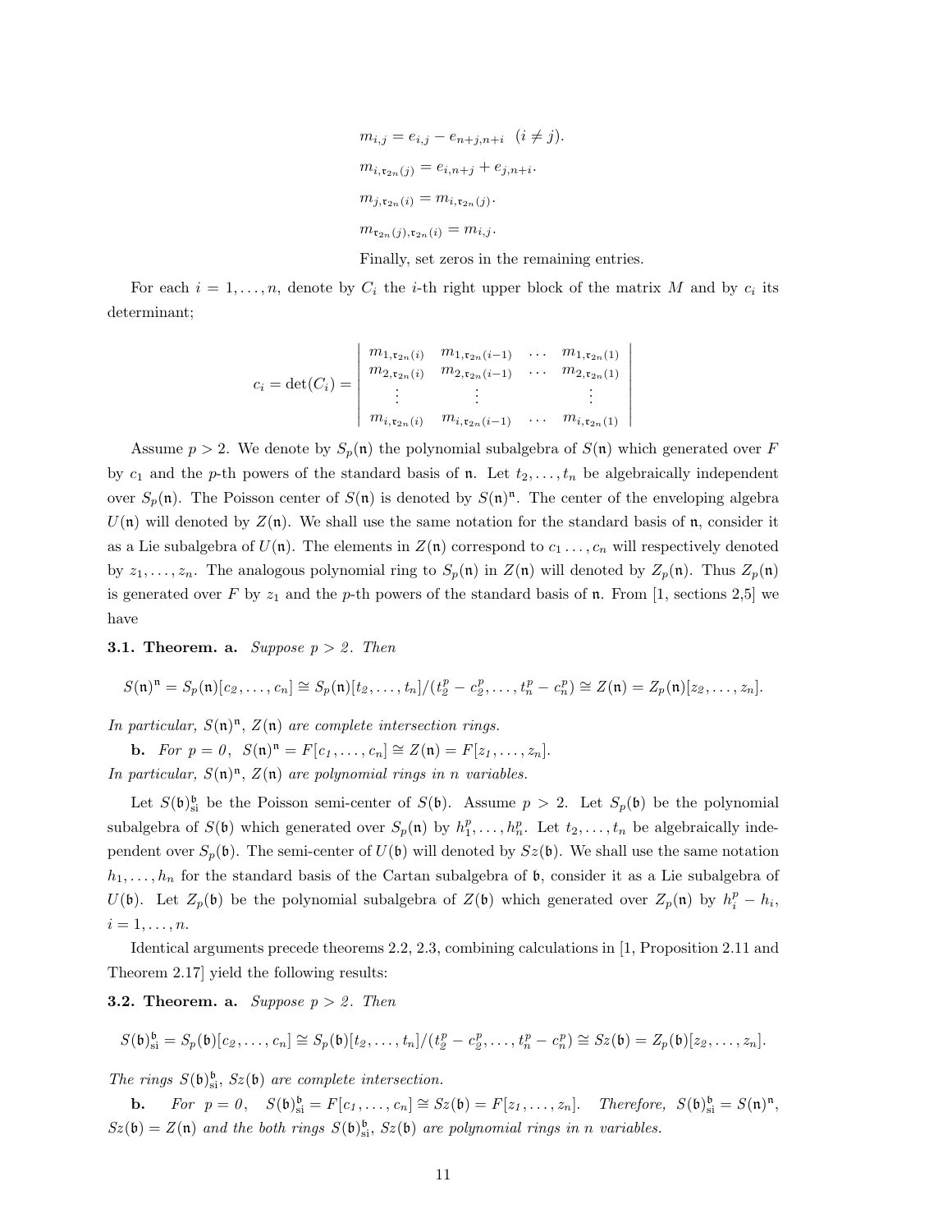$m_{i,j} = e_{i,j} - e_{n+j,n+i} \quad (i \neq j).$

$m_{i,\mathfrak{r}_{2n}(j)} = e_{i,n+j} + e_{j,n+i}.$

$m_{j,\mathfrak{r}_{2n}(i)} = m_{i,\mathfrak{r}_{2n}(j)}.$

$m_{\mathfrak{r}_{2n}(j),\mathfrak{r}_{2n}(i)} = m_{i,j}.$

Finally, set zeros in the remaining entries.

For each $i = 1, \ldots, n$, denote by $C_i$ the $i$-th right upper block of the matrix $M$ and by $c_i$ its determinant;

$$c_i = \det(C_i) = \begin{vmatrix} m_{1,\mathfrak{r}_{2n}(i)} & m_{1,\mathfrak{r}_{2n}(i-1)} & \cdots & m_{1,\mathfrak{r}_{2n}(1)} \\ m_{2,\mathfrak{r}_{2n}(i)} & m_{2,\mathfrak{r}_{2n}(i-1)} & \cdots & m_{2,\mathfrak{r}_{2n}(1)} \\ \vdots & \vdots & & \vdots \\ m_{i,\mathfrak{r}_{2n}(i)} & m_{i,\mathfrak{r}_{2n}(i-1)} & \cdots & m_{i,\mathfrak{r}_{2n}(1)} \end{vmatrix}$$

Assume $p > 2$. We denote by $S_p(\mathfrak{n})$ the polynomial subalgebra of $S(\mathfrak{n})$ which generated over $F$ by $c_1$ and the $p$-th powers of the standard basis of $\mathfrak{n}$. Let $t_2, \ldots, t_n$ be algebraically independent over $S_p(\mathfrak{n})$. The Poisson center of $S(\mathfrak{n})$ is denoted by $S(\mathfrak{n})^{\mathfrak{n}}$. The center of the enveloping algebra $U(\mathfrak{n})$ will denoted by $Z(\mathfrak{n})$. We shall use the same notation for the standard basis of $\mathfrak{n}$, consider it as a Lie subalgebra of $U(\mathfrak{n})$. The elements in $Z(\mathfrak{n})$ correspond to $c_1 \ldots, c_n$ will respectively denoted by $z_1, \ldots, z_n$. The analogous polynomial ring to $S_p(\mathfrak{n})$ in $Z(\mathfrak{n})$ will denoted by $Z_p(\mathfrak{n})$. Thus $Z_p(\mathfrak{n})$ is generated over $F$ by $z_1$ and the $p$-th powers of the standard basis of $\mathfrak{n}$. From [1, sections 2,5] we have

**3.1. Theorem. a.** *Suppose $p > 2$. Then*

$$S(\mathfrak{n})^{\mathfrak{n}} = S_p(\mathfrak{n})[c_2, \ldots, c_n] \cong S_p(\mathfrak{n})[t_2, \ldots, t_n]/(t_2^p - c_2^p, \ldots, t_n^p - c_n^p) \cong Z(\mathfrak{n}) = Z_p(\mathfrak{n})[z_2, \ldots, z_n].$$

*In particular, $S(\mathfrak{n})^{\mathfrak{n}}$, $Z(\mathfrak{n})$ are complete intersection rings.*

**b.** *For $p = 0$, $S(\mathfrak{n})^{\mathfrak{n}} = F[c_1, \ldots, c_n] \cong Z(\mathfrak{n}) = F[z_1, \ldots, z_n]$.*
*In particular, $S(\mathfrak{n})^{\mathfrak{n}}$, $Z(\mathfrak{n})$ are polynomial rings in $n$ variables.*

Let $S(\mathfrak{b})^{\mathfrak{b}}_{\mathrm{si}}$ be the Poisson semi-center of $S(\mathfrak{b})$. Assume $p > 2$. Let $S_p(\mathfrak{b})$ be the polynomial subalgebra of $S(\mathfrak{b})$ which generated over $S_p(\mathfrak{n})$ by $h_1^p, \ldots, h_n^p$. Let $t_2, \ldots, t_n$ be algebraically independent over $S_p(\mathfrak{b})$. The semi-center of $U(\mathfrak{b})$ will denoted by $Sz(\mathfrak{b})$. We shall use the same notation $h_1, \ldots, h_n$ for the standard basis of the Cartan subalgebra of $\mathfrak{b}$, consider it as a Lie subalgebra of $U(\mathfrak{b})$. Let $Z_p(\mathfrak{b})$ be the polynomial subalgebra of $Z(\mathfrak{b})$ which generated over $Z_p(\mathfrak{n})$ by $h_i^p - h_i$, $i = 1, \ldots, n$.

Identical arguments precede theorems 2.2, 2.3, combining calculations in [1, Proposition 2.11 and Theorem 2.17] yield the following results:

**3.2. Theorem. a.** *Suppose $p > 2$. Then*

$$S(\mathfrak{b})^{\mathfrak{b}}_{\mathrm{si}} = S_p(\mathfrak{b})[c_2, \ldots, c_n] \cong S_p(\mathfrak{b})[t_2, \ldots, t_n]/(t_2^p - c_2^p, \ldots, t_n^p - c_n^p) \cong Sz(\mathfrak{b}) = Z_p(\mathfrak{b})[z_2, \ldots, z_n].$$

*The rings $S(\mathfrak{b})^{\mathfrak{b}}_{\mathrm{si}}$, $Sz(\mathfrak{b})$ are complete intersection.*

**b.** *For $p = 0$, $S(\mathfrak{b})^{\mathfrak{b}}_{\mathrm{si}} = F[c_1, \ldots, c_n] \cong Sz(\mathfrak{b}) = F[z_1, \ldots, z_n]$. Therefore, $S(\mathfrak{b})^{\mathfrak{b}}_{\mathrm{si}} = S(\mathfrak{n})^{\mathfrak{n}}$, $Sz(\mathfrak{b}) = Z(\mathfrak{n})$ and the both rings $S(\mathfrak{b})^{\mathfrak{b}}_{\mathrm{si}}$, $Sz(\mathfrak{b})$ are polynomial rings in $n$ variables.*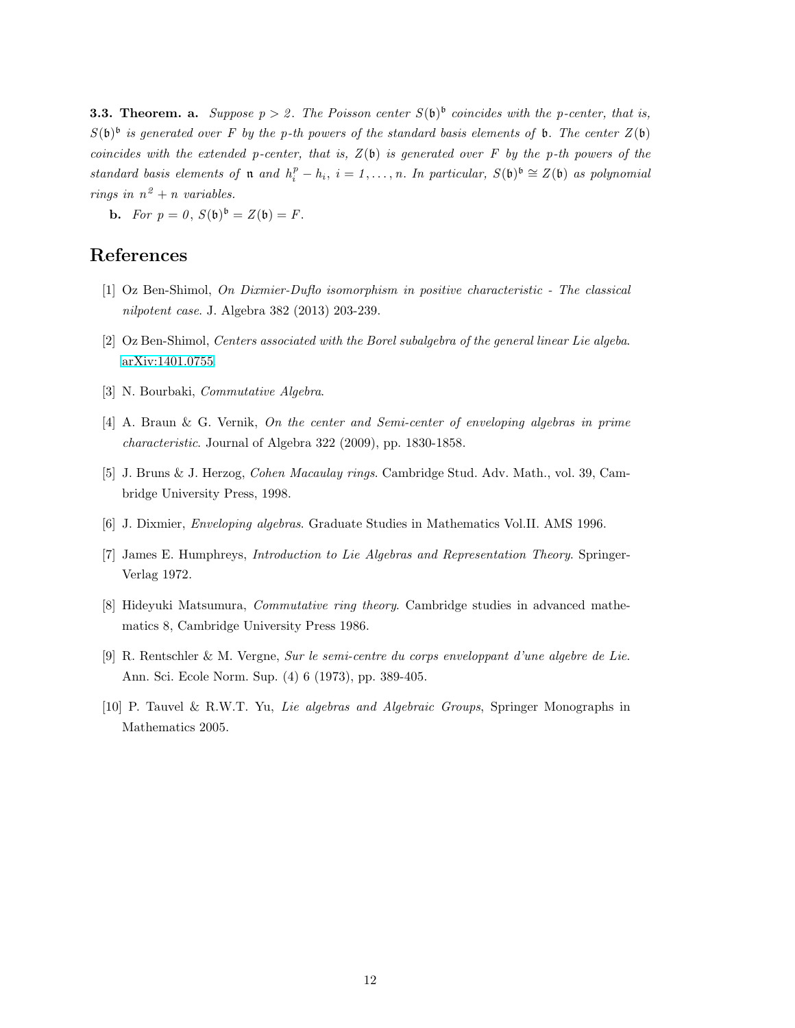**3.3. Theorem. a.** *Suppose $p > 2$. The Poisson center $S(\mathfrak{b})^{\mathfrak{b}}$ coincides with the $p$-center, that is, $S(\mathfrak{b})^{\mathfrak{b}}$ is generated over $F$ by the $p$-th powers of the standard basis elements of $\mathfrak{b}$. The center $Z(\mathfrak{b})$ coincides with the extended $p$-center, that is, $Z(\mathfrak{b})$ is generated over $F$ by the $p$-th powers of the standard basis elements of $\mathfrak{n}$ and $h_i^p - h_i$, $i = 1, \ldots, n$. In particular, $S(\mathfrak{b})^{\mathfrak{b}} \cong Z(\mathfrak{b})$ as polynomial rings in $n^2 + n$ variables.*

**b.** *For $p = 0$, $S(\mathfrak{b})^{\mathfrak{b}} = Z(\mathfrak{b}) = F$.*

# References

[1] Oz Ben-Shimol, *On Dixmier-Duflo isomorphism in positive characteristic - The classical nilpotent case*. J. Algebra 382 (2013) 203-239.

[2] Oz Ben-Shimol, *Centers associated with the Borel subalgebra of the general linear Lie algeba*. arXiv:1401.0755

[3] N. Bourbaki, *Commutative Algebra*.

[4] A. Braun & G. Vernik, *On the center and Semi-center of enveloping algebras in prime characteristic*. Journal of Algebra 322 (2009), pp. 1830-1858.

[5] J. Bruns & J. Herzog, *Cohen Macaulay rings*. Cambridge Stud. Adv. Math., vol. 39, Cambridge University Press, 1998.

[6] J. Dixmier, *Enveloping algebras*. Graduate Studies in Mathematics Vol.II. AMS 1996.

[7] James E. Humphreys, *Introduction to Lie Algebras and Representation Theory*. Springer-Verlag 1972.

[8] Hideyuki Matsumura, *Commutative ring theory*. Cambridge studies in advanced mathematics 8, Cambridge University Press 1986.

[9] R. Rentschler & M. Vergne, *Sur le semi-centre du corps enveloppant d'une algebre de Lie*. Ann. Sci. Ecole Norm. Sup. (4) 6 (1973), pp. 389-405.

[10] P. Tauvel & R.W.T. Yu, *Lie algebras and Algebraic Groups*, Springer Monographs in Mathematics 2005.